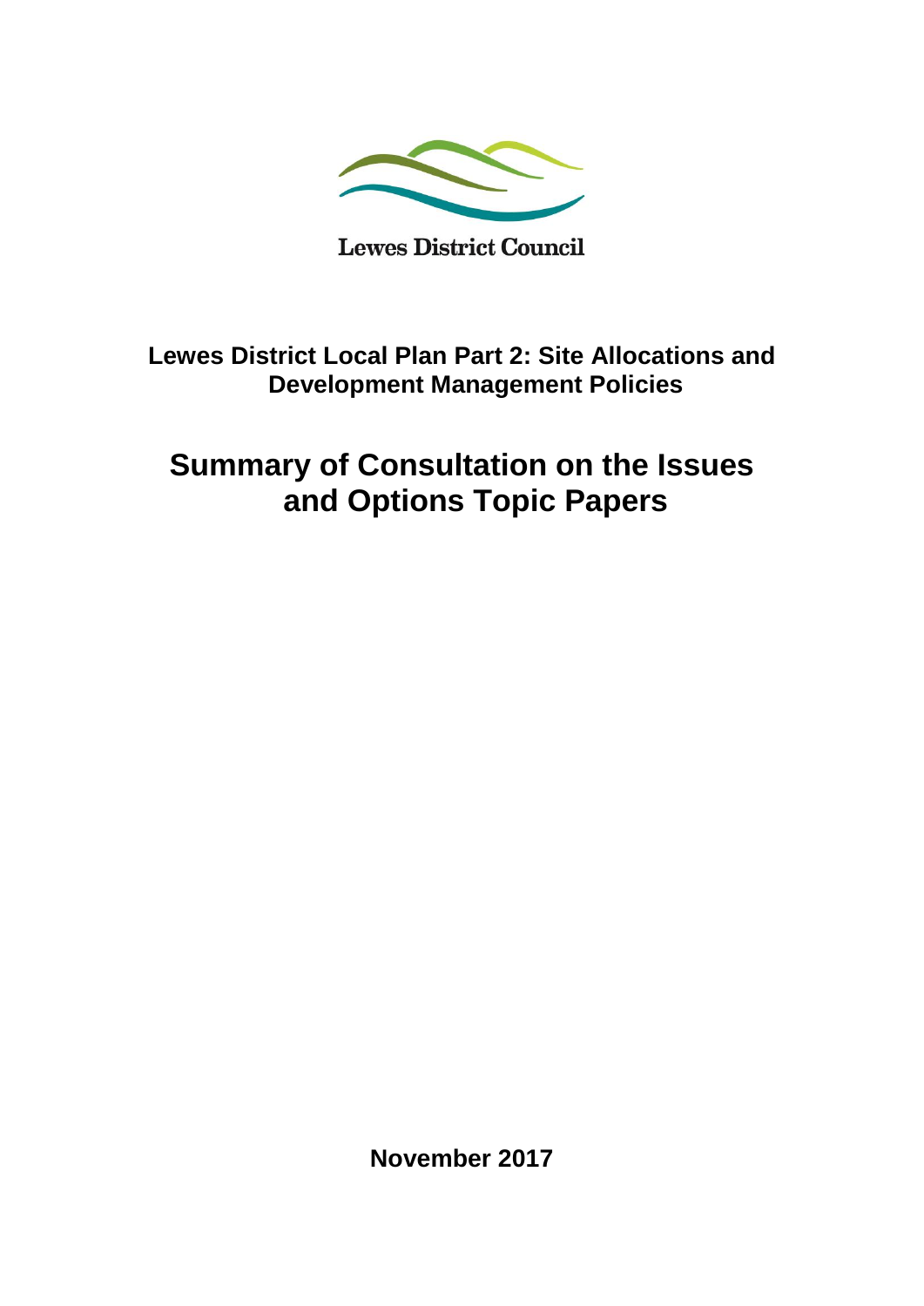Lewes District Council

## Lewes District Local Plan Part 2: Site Allocations and Development Management Policies

# Summary of Consultation on the Issues and Options Topic Papers

**November 2017**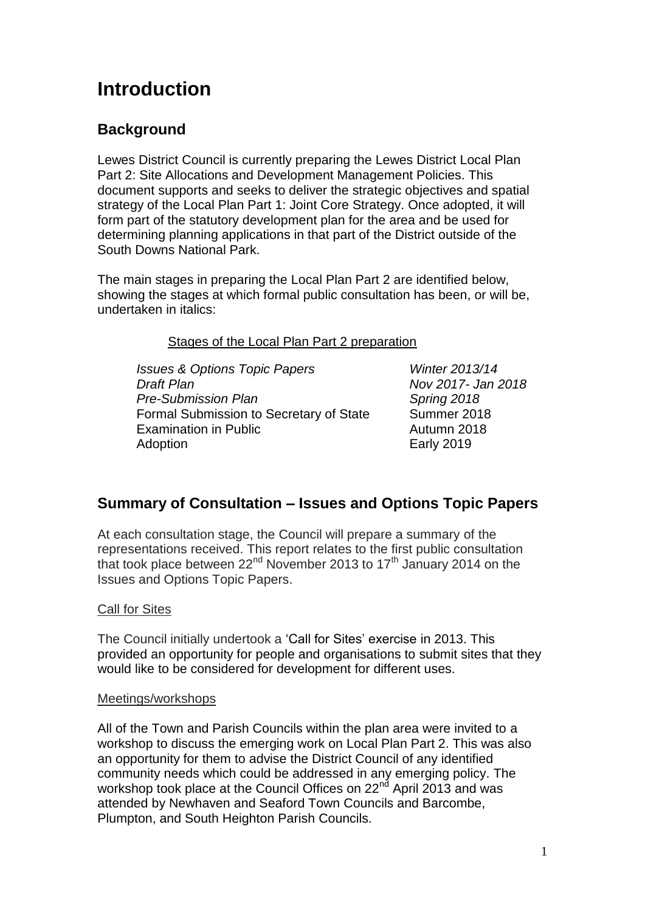# Introduction

## Background

Lewes District Council is currently preparing the Lewes District Local Plan Part 2: Site Allocations and Development Management Policies. This document supports and seeks to deliver the strategic objectives and spatial strategy of the Local Plan Part 1: Joint Core Strategy. Once adopted, it will form part of the statutory development plan for the area and be used for determining planning applications in that part of the District outside of the South Downs National Park.

The main stages in preparing the Local Plan Part 2 are identified below, showing the stages at which formal public consultation has been, or will be, undertaken in italics:

Stages of the Local Plan Part 2 preparation

| | |
|---|---|
| *Issues & Options Topic Papers* | *Winter 2013/14* |
| *Draft Plan* | *Nov 2017- Jan 2018* |
| *Pre-Submission Plan* | *Spring 2018* |
| Formal Submission to Secretary of State | Summer 2018 |
| Examination in Public | Autumn 2018 |
| Adoption | Early 2019 |

## Summary of Consultation – Issues and Options Topic Papers

At each consultation stage, the Council will prepare a summary of the representations received. This report relates to the first public consultation that took place between 22nd November 2013 to 17th January 2014 on the Issues and Options Topic Papers.

Call for Sites

The Council initially undertook a 'Call for Sites' exercise in 2013. This provided an opportunity for people and organisations to submit sites that they would like to be considered for development for different uses.

Meetings/workshops

All of the Town and Parish Councils within the plan area were invited to a workshop to discuss the emerging work on Local Plan Part 2. This was also an opportunity for them to advise the District Council of any identified community needs which could be addressed in any emerging policy. The workshop took place at the Council Offices on 22nd April 2013 and was attended by Newhaven and Seaford Town Councils and Barcombe, Plumpton, and South Heighton Parish Councils.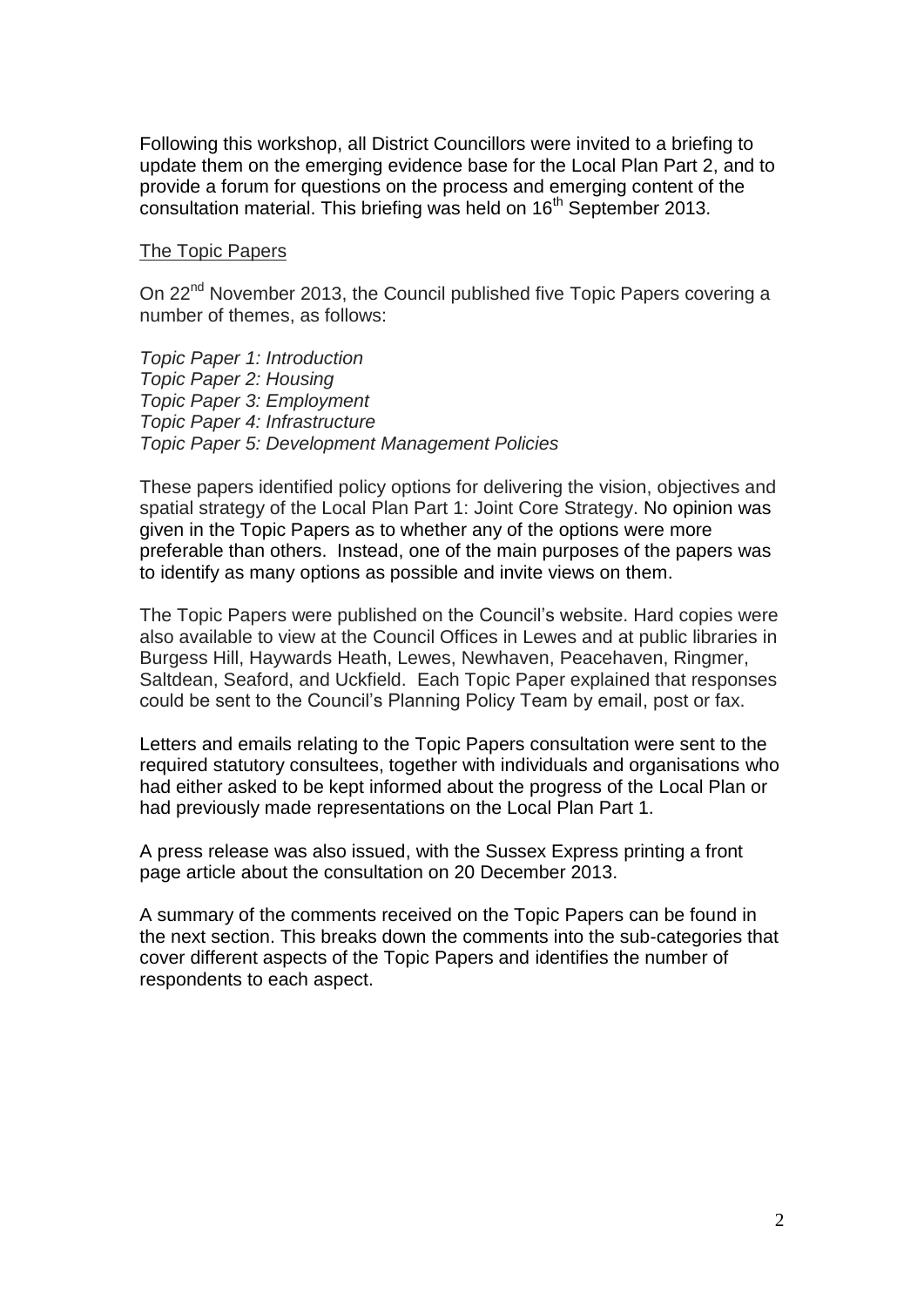Following this workshop, all District Councillors were invited to a briefing to update them on the emerging evidence base for the Local Plan Part 2, and to provide a forum for questions on the process and emerging content of the consultation material. This briefing was held on 16th September 2013.

## The Topic Papers

On 22nd November 2013, the Council published five Topic Papers covering a number of themes, as follows:

*Topic Paper 1: Introduction*
*Topic Paper 2: Housing*
*Topic Paper 3: Employment*
*Topic Paper 4: Infrastructure*
*Topic Paper 5: Development Management Policies*

These papers identified policy options for delivering the vision, objectives and spatial strategy of the Local Plan Part 1: Joint Core Strategy. No opinion was given in the Topic Papers as to whether any of the options were more preferable than others. Instead, one of the main purposes of the papers was to identify as many options as possible and invite views on them.

The Topic Papers were published on the Council's website. Hard copies were also available to view at the Council Offices in Lewes and at public libraries in Burgess Hill, Haywards Heath, Lewes, Newhaven, Peacehaven, Ringmer, Saltdean, Seaford, and Uckfield. Each Topic Paper explained that responses could be sent to the Council's Planning Policy Team by email, post or fax.

Letters and emails relating to the Topic Papers consultation were sent to the required statutory consultees, together with individuals and organisations who had either asked to be kept informed about the progress of the Local Plan or had previously made representations on the Local Plan Part 1.

A press release was also issued, with the Sussex Express printing a front page article about the consultation on 20 December 2013.

A summary of the comments received on the Topic Papers can be found in the next section. This breaks down the comments into the sub-categories that cover different aspects of the Topic Papers and identifies the number of respondents to each aspect.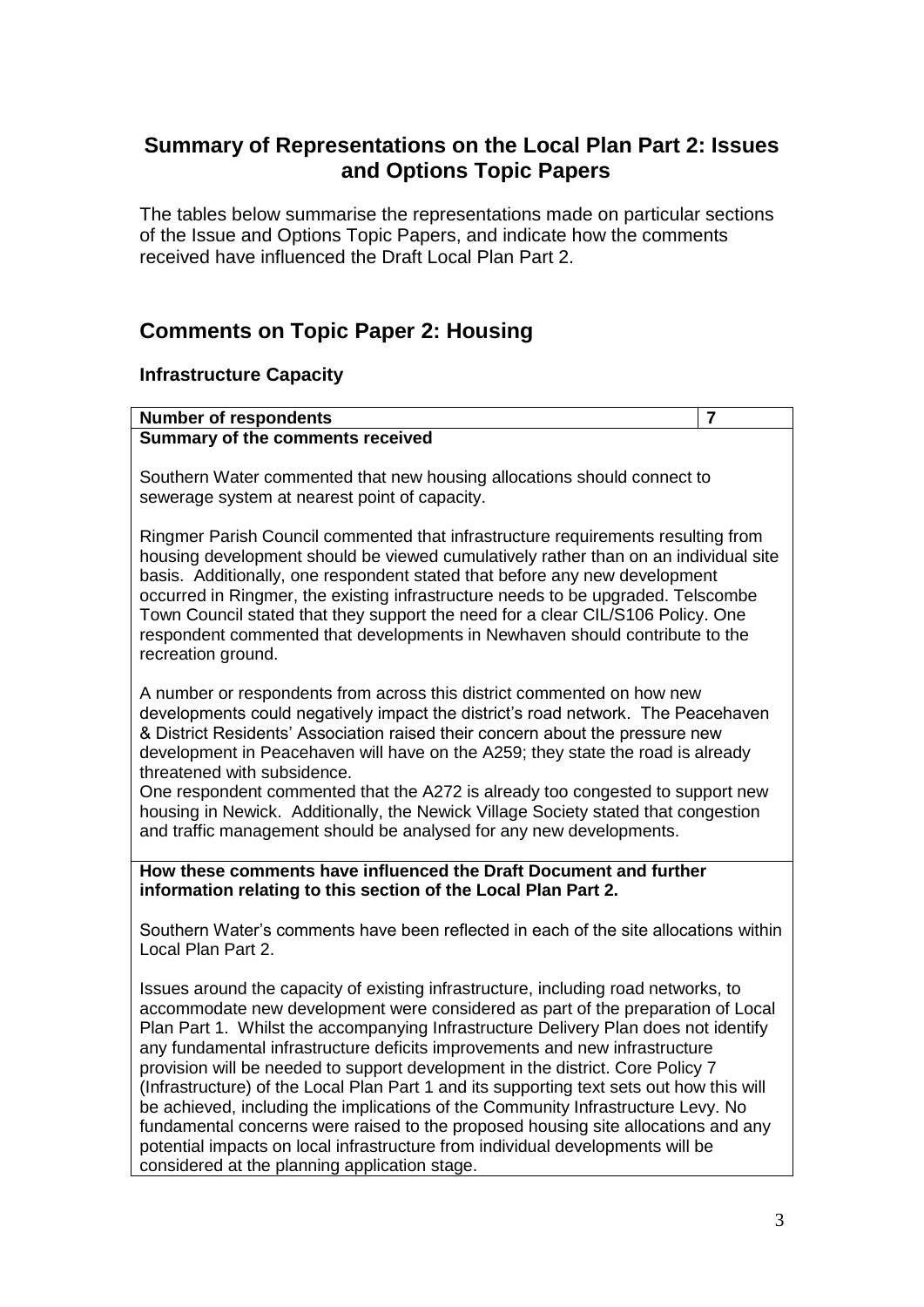## Summary of Representations on the Local Plan Part 2: Issues and Options Topic Papers

The tables below summarise the representations made on particular sections of the Issue and Options Topic Papers, and indicate how the comments received have influenced the Draft Local Plan Part 2.

## Comments on Topic Paper 2: Housing

### Infrastructure Capacity

| **Number of respondents** | **7** |
|---|---|
| **Summary of the comments received**<br><br>Southern Water commented that new housing allocations should connect to sewerage system at nearest point of capacity.<br><br>Ringmer Parish Council commented that infrastructure requirements resulting from housing development should be viewed cumulatively rather than on an individual site basis. Additionally, one respondent stated that before any new development occurred in Ringmer, the existing infrastructure needs to be upgraded. Telscombe Town Council stated that they support the need for a clear CIL/S106 Policy. One respondent commented that developments in Newhaven should contribute to the recreation ground.<br><br>A number or respondents from across this district commented on how new developments could negatively impact the district's road network. The Peacehaven & District Residents' Association raised their concern about the pressure new development in Peacehaven will have on the A259; they state the road is already threatened with subsidence.<br>One respondent commented that the A272 is already too congested to support new housing in Newick. Additionally, the Newick Village Society stated that congestion and traffic management should be analysed for any new developments. | |
| **How these comments have influenced the Draft Document and further information relating to this section of the Local Plan Part 2.**<br><br>Southern Water's comments have been reflected in each of the site allocations within Local Plan Part 2.<br><br>Issues around the capacity of existing infrastructure, including road networks, to accommodate new development were considered as part of the preparation of Local Plan Part 1. Whilst the accompanying Infrastructure Delivery Plan does not identify any fundamental infrastructure deficits improvements and new infrastructure provision will be needed to support development in the district. Core Policy 7 (Infrastructure) of the Local Plan Part 1 and its supporting text sets out how this will be achieved, including the implications of the Community Infrastructure Levy. No fundamental concerns were raised to the proposed housing site allocations and any potential impacts on local infrastructure from individual developments will be considered at the planning application stage. | |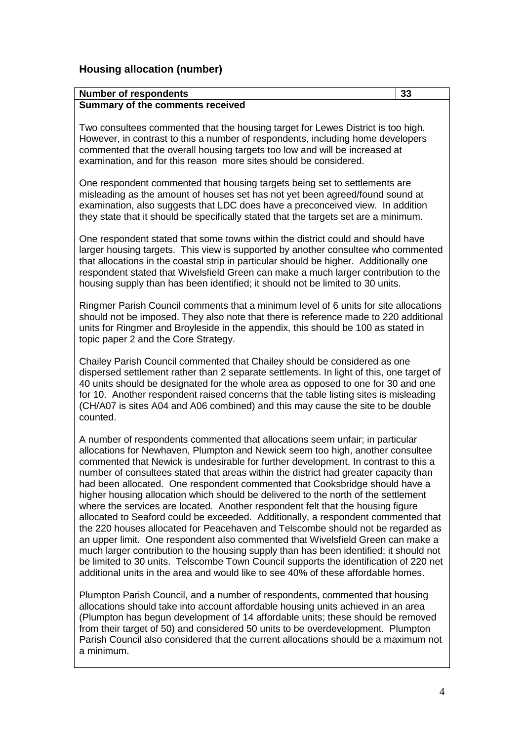## Housing allocation (number)

| Number of respondents | 33 |
|---|---|

**Summary of the comments received**

Two consultees commented that the housing target for Lewes District is too high. However, in contrast to this a number of respondents, including home developers commented that the overall housing targets too low and will be increased at examination, and for this reason more sites should be considered.

One respondent commented that housing targets being set to settlements are misleading as the amount of houses set has not yet been agreed/found sound at examination, also suggests that LDC does have a preconceived view. In addition they state that it should be specifically stated that the targets set are a minimum.

One respondent stated that some towns within the district could and should have larger housing targets. This view is supported by another consultee who commented that allocations in the coastal strip in particular should be higher. Additionally one respondent stated that Wivelsfield Green can make a much larger contribution to the housing supply than has been identified; it should not be limited to 30 units.

Ringmer Parish Council comments that a minimum level of 6 units for site allocations should not be imposed. They also note that there is reference made to 220 additional units for Ringmer and Broyleside in the appendix, this should be 100 as stated in topic paper 2 and the Core Strategy.

Chailey Parish Council commented that Chailey should be considered as one dispersed settlement rather than 2 separate settlements. In light of this, one target of 40 units should be designated for the whole area as opposed to one for 30 and one for 10. Another respondent raised concerns that the table listing sites is misleading (CH/A07 is sites A04 and A06 combined) and this may cause the site to be double counted.

A number of respondents commented that allocations seem unfair; in particular allocations for Newhaven, Plumpton and Newick seem too high, another consultee commented that Newick is undesirable for further development. In contrast to this a number of consultees stated that areas within the district had greater capacity than had been allocated. One respondent commented that Cooksbridge should have a higher housing allocation which should be delivered to the north of the settlement where the services are located. Another respondent felt that the housing figure allocated to Seaford could be exceeded. Additionally, a respondent commented that the 220 houses allocated for Peacehaven and Telscombe should not be regarded as an upper limit. One respondent also commented that Wivelsfield Green can make a much larger contribution to the housing supply than has been identified; it should not be limited to 30 units. Telscombe Town Council supports the identification of 220 net additional units in the area and would like to see 40% of these affordable homes.

Plumpton Parish Council, and a number of respondents, commented that housing allocations should take into account affordable housing units achieved in an area (Plumpton has begun development of 14 affordable units; these should be removed from their target of 50) and considered 50 units to be overdevelopment. Plumpton Parish Council also considered that the current allocations should be a maximum not a minimum.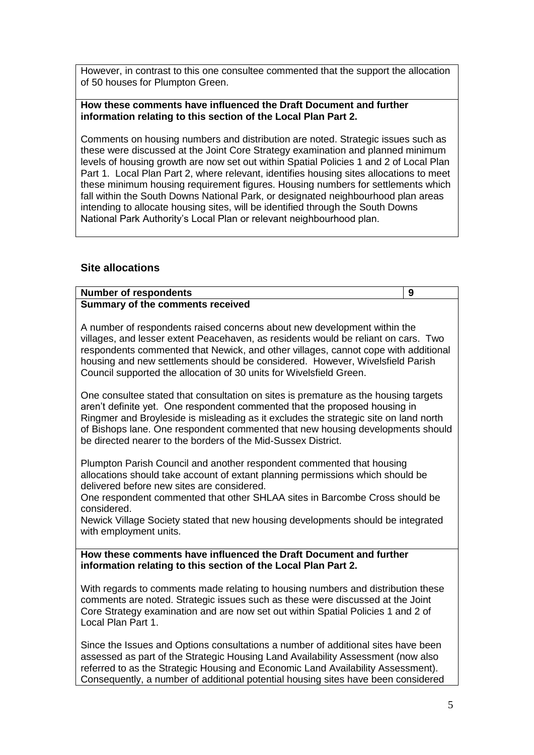However, in contrast to this one consultee commented that the support the allocation of 50 houses for Plumpton Green.

**How these comments have influenced the Draft Document and further information relating to this section of the Local Plan Part 2.**

Comments on housing numbers and distribution are noted. Strategic issues such as these were discussed at the Joint Core Strategy examination and planned minimum levels of housing growth are now set out within Spatial Policies 1 and 2 of Local Plan Part 1. Local Plan Part 2, where relevant, identifies housing sites allocations to meet these minimum housing requirement figures. Housing numbers for settlements which fall within the South Downs National Park, or designated neighbourhood plan areas intending to allocate housing sites, will be identified through the South Downs National Park Authority's Local Plan or relevant neighbourhood plan.

### Site allocations

| **Number of respondents** | **9** |
|---|---|

**Summary of the comments received**

A number of respondents raised concerns about new development within the villages, and lesser extent Peacehaven, as residents would be reliant on cars. Two respondents commented that Newick, and other villages, cannot cope with additional housing and new settlements should be considered. However, Wivelsfield Parish Council supported the allocation of 30 units for Wivelsfield Green.

One consultee stated that consultation on sites is premature as the housing targets aren't definite yet. One respondent commented that the proposed housing in Ringmer and Broyleside is misleading as it excludes the strategic site on land north of Bishops lane. One respondent commented that new housing developments should be directed nearer to the borders of the Mid-Sussex District.

Plumpton Parish Council and another respondent commented that housing allocations should take account of extant planning permissions which should be delivered before new sites are considered.
One respondent commented that other SHLAA sites in Barcombe Cross should be considered.
Newick Village Society stated that new housing developments should be integrated with employment units.

**How these comments have influenced the Draft Document and further information relating to this section of the Local Plan Part 2.**

With regards to comments made relating to housing numbers and distribution these comments are noted. Strategic issues such as these were discussed at the Joint Core Strategy examination and are now set out within Spatial Policies 1 and 2 of Local Plan Part 1.

Since the Issues and Options consultations a number of additional sites have been assessed as part of the Strategic Housing Land Availability Assessment (now also referred to as the Strategic Housing and Economic Land Availability Assessment). Consequently, a number of additional potential housing sites have been considered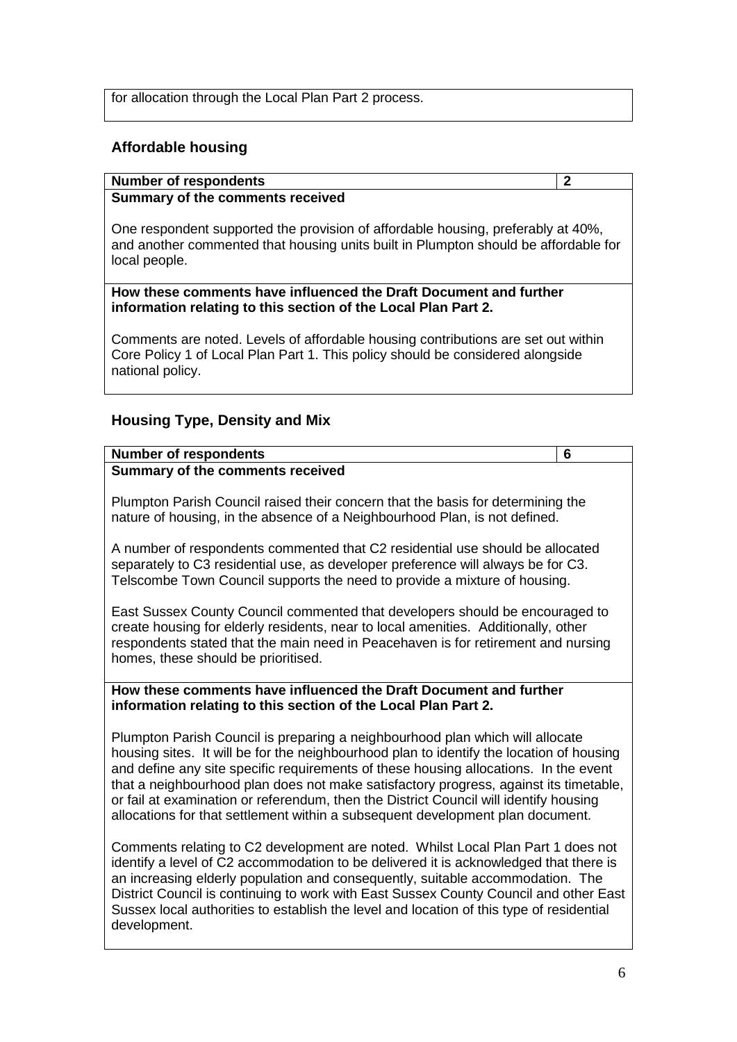for allocation through the Local Plan Part 2 process.

## Affordable housing

| **Number of respondents** | **2** |
|---|---|
| **Summary of the comments received**<br><br>One respondent supported the provision of affordable housing, preferably at 40%, and another commented that housing units built in Plumpton should be affordable for local people. | |
| **How these comments have influenced the Draft Document and further information relating to this section of the Local Plan Part 2.**<br><br>Comments are noted. Levels of affordable housing contributions are set out within Core Policy 1 of Local Plan Part 1. This policy should be considered alongside national policy. | |

## Housing Type, Density and Mix

| **Number of respondents** | **6** |
|---|---|
| **Summary of the comments received**<br><br>Plumpton Parish Council raised their concern that the basis for determining the nature of housing, in the absence of a Neighbourhood Plan, is not defined.<br><br>A number of respondents commented that C2 residential use should be allocated separately to C3 residential use, as developer preference will always be for C3. Telscombe Town Council supports the need to provide a mixture of housing.<br><br>East Sussex County Council commented that developers should be encouraged to create housing for elderly residents, near to local amenities. Additionally, other respondents stated that the main need in Peacehaven is for retirement and nursing homes, these should be prioritised. | |
| **How these comments have influenced the Draft Document and further information relating to this section of the Local Plan Part 2.**<br><br>Plumpton Parish Council is preparing a neighbourhood plan which will allocate housing sites. It will be for the neighbourhood plan to identify the location of housing and define any site specific requirements of these housing allocations. In the event that a neighbourhood plan does not make satisfactory progress, against its timetable, or fail at examination or referendum, then the District Council will identify housing allocations for that settlement within a subsequent development plan document.<br><br>Comments relating to C2 development are noted. Whilst Local Plan Part 1 does not identify a level of C2 accommodation to be delivered it is acknowledged that there is an increasing elderly population and consequently, suitable accommodation. The District Council is continuing to work with East Sussex County Council and other East Sussex local authorities to establish the level and location of this type of residential development. | |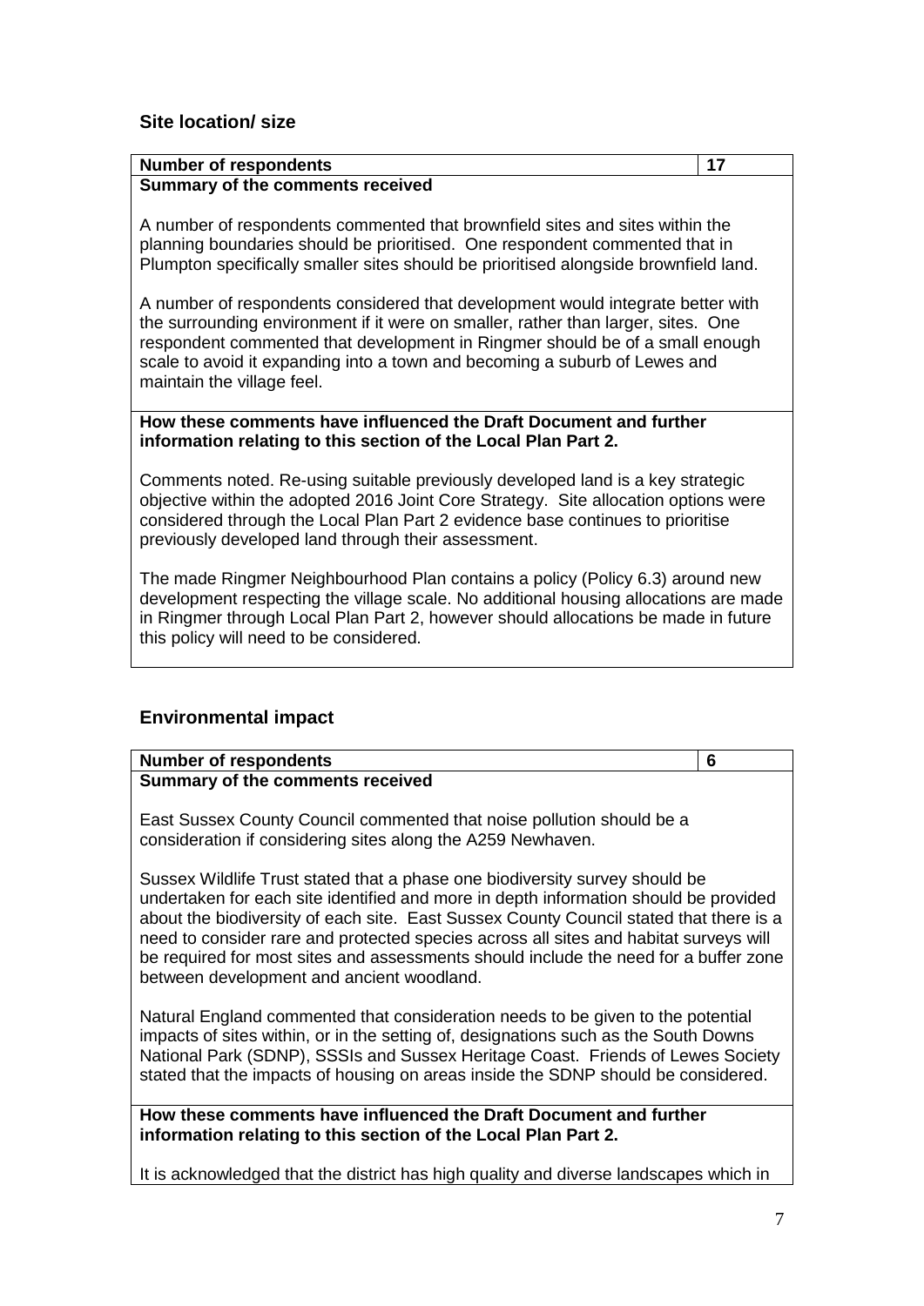## Site location/ size

| **Number of respondents** | **17** |
|---|---|
| **Summary of the comments received**<br><br>A number of respondents commented that brownfield sites and sites within the planning boundaries should be prioritised. One respondent commented that in Plumpton specifically smaller sites should be prioritised alongside brownfield land.<br><br>A number of respondents considered that development would integrate better with the surrounding environment if it were on smaller, rather than larger, sites. One respondent commented that development in Ringmer should be of a small enough scale to avoid it expanding into a town and becoming a suburb of Lewes and maintain the village feel. | |
| **How these comments have influenced the Draft Document and further information relating to this section of the Local Plan Part 2.**<br><br>Comments noted. Re-using suitable previously developed land is a key strategic objective within the adopted 2016 Joint Core Strategy. Site allocation options were considered through the Local Plan Part 2 evidence base continues to prioritise previously developed land through their assessment.<br><br>The made Ringmer Neighbourhood Plan contains a policy (Policy 6.3) around new development respecting the village scale. No additional housing allocations are made in Ringmer through Local Plan Part 2, however should allocations be made in future this policy will need to be considered. | |

## Environmental impact

| **Number of respondents** | **6** |
|---|---|
| **Summary of the comments received**<br><br>East Sussex County Council commented that noise pollution should be a consideration if considering sites along the A259 Newhaven.<br><br>Sussex Wildlife Trust stated that a phase one biodiversity survey should be undertaken for each site identified and more in depth information should be provided about the biodiversity of each site. East Sussex County Council stated that there is a need to consider rare and protected species across all sites and habitat surveys will be required for most sites and assessments should include the need for a buffer zone between development and ancient woodland.<br><br>Natural England commented that consideration needs to be given to the potential impacts of sites within, or in the setting of, designations such as the South Downs National Park (SDNP), SSSIs and Sussex Heritage Coast. Friends of Lewes Society stated that the impacts of housing on areas inside the SDNP should be considered. | |
| **How these comments have influenced the Draft Document and further information relating to this section of the Local Plan Part 2.**<br><br>It is acknowledged that the district has high quality and diverse landscapes which in | |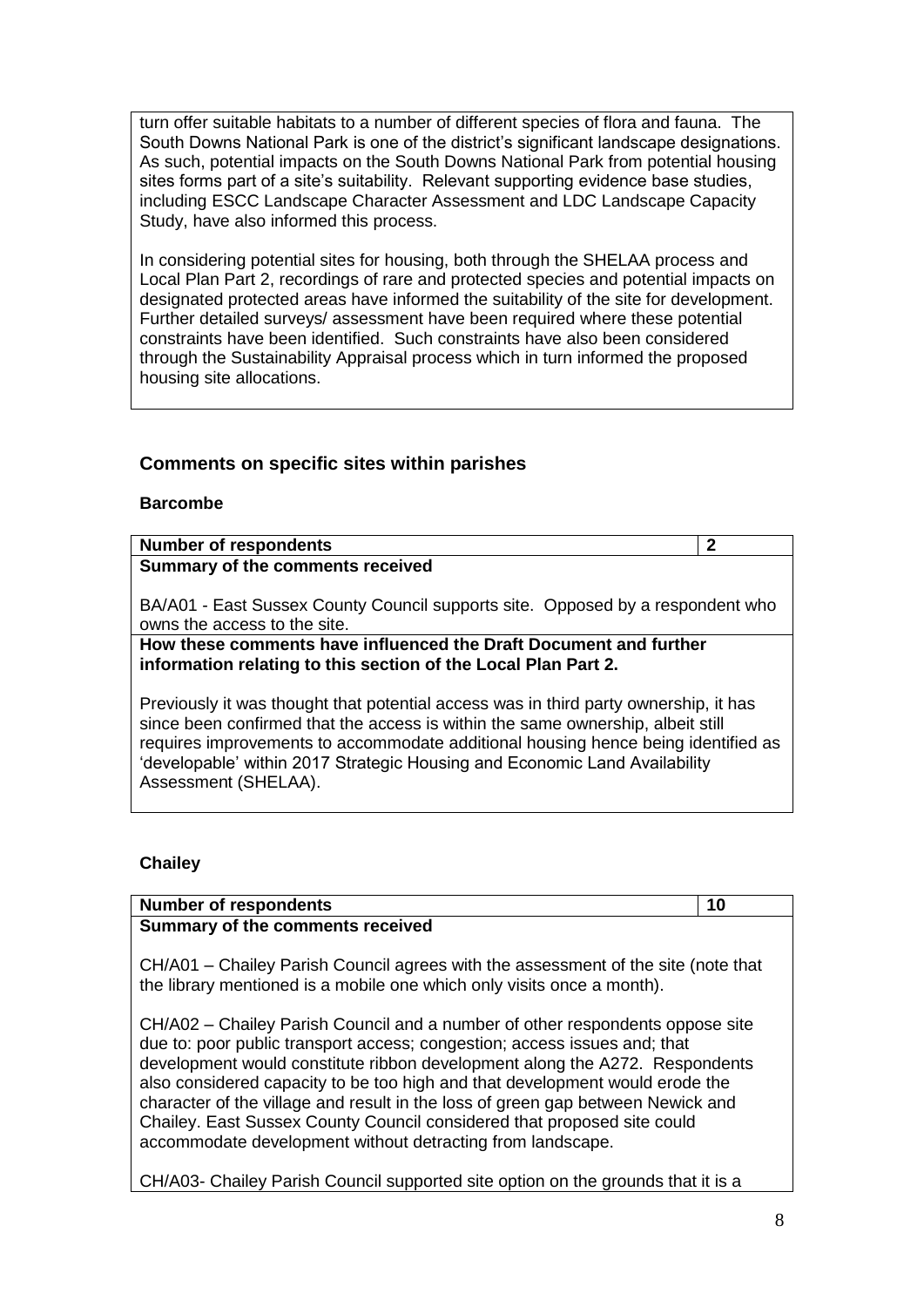turn offer suitable habitats to a number of different species of flora and fauna. The South Downs National Park is one of the district's significant landscape designations. As such, potential impacts on the South Downs National Park from potential housing sites forms part of a site's suitability. Relevant supporting evidence base studies, including ESCC Landscape Character Assessment and LDC Landscape Capacity Study, have also informed this process.

In considering potential sites for housing, both through the SHELAA process and Local Plan Part 2, recordings of rare and protected species and potential impacts on designated protected areas have informed the suitability of the site for development. Further detailed surveys/ assessment have been required where these potential constraints have been identified. Such constraints have also been considered through the Sustainability Appraisal process which in turn informed the proposed housing site allocations.

## Comments on specific sites within parishes

### Barcombe

| **Number of respondents** | **2** |
|---|---|
| **Summary of the comments received**<br><br>BA/A01 - East Sussex County Council supports site. Opposed by a respondent who owns the access to the site. | |
| **How these comments have influenced the Draft Document and further information relating to this section of the Local Plan Part 2.**<br><br>Previously it was thought that potential access was in third party ownership, it has since been confirmed that the access is within the same ownership, albeit still requires improvements to accommodate additional housing hence being identified as 'developable' within 2017 Strategic Housing and Economic Land Availability Assessment (SHELAA). | |

### Chailey

| **Number of respondents** | **10** |
|---|---|
| **Summary of the comments received**<br><br>CH/A01 – Chailey Parish Council agrees with the assessment of the site (note that the library mentioned is a mobile one which only visits once a month).<br><br>CH/A02 – Chailey Parish Council and a number of other respondents oppose site due to: poor public transport access; congestion; access issues and; that development would constitute ribbon development along the A272. Respondents also considered capacity to be too high and that development would erode the character of the village and result in the loss of green gap between Newick and Chailey. East Sussex County Council considered that proposed site could accommodate development without detracting from landscape.<br><br>CH/A03- Chailey Parish Council supported site option on the grounds that it is a | |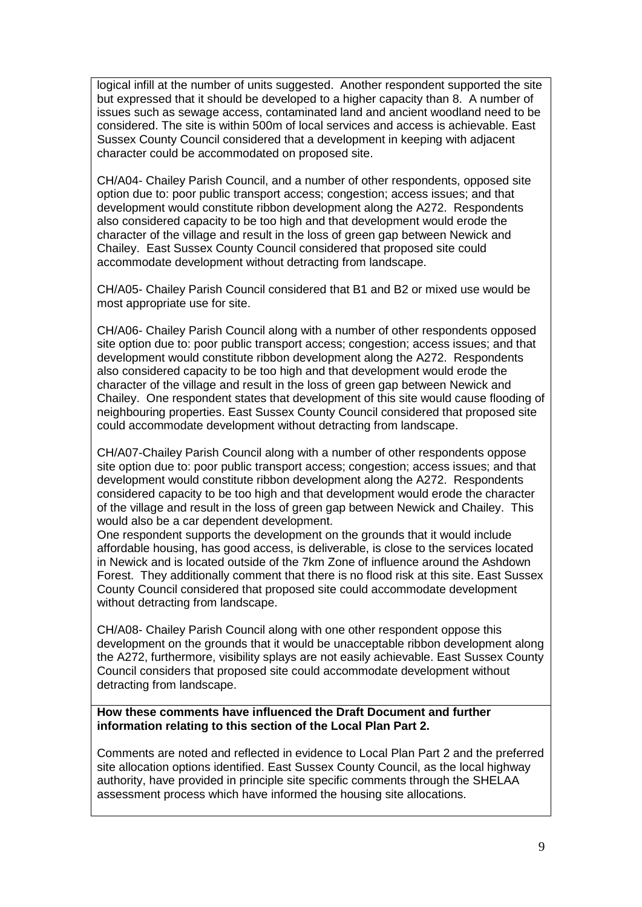logical infill at the number of units suggested. Another respondent supported the site but expressed that it should be developed to a higher capacity than 8. A number of issues such as sewage access, contaminated land and ancient woodland need to be considered. The site is within 500m of local services and access is achievable. East Sussex County Council considered that a development in keeping with adjacent character could be accommodated on proposed site.

CH/A04- Chailey Parish Council, and a number of other respondents, opposed site option due to: poor public transport access; congestion; access issues; and that development would constitute ribbon development along the A272. Respondents also considered capacity to be too high and that development would erode the character of the village and result in the loss of green gap between Newick and Chailey. East Sussex County Council considered that proposed site could accommodate development without detracting from landscape.

CH/A05- Chailey Parish Council considered that B1 and B2 or mixed use would be most appropriate use for site.

CH/A06- Chailey Parish Council along with a number of other respondents opposed site option due to: poor public transport access; congestion; access issues; and that development would constitute ribbon development along the A272. Respondents also considered capacity to be too high and that development would erode the character of the village and result in the loss of green gap between Newick and Chailey. One respondent states that development of this site would cause flooding of neighbouring properties. East Sussex County Council considered that proposed site could accommodate development without detracting from landscape.

CH/A07-Chailey Parish Council along with a number of other respondents oppose site option due to: poor public transport access; congestion; access issues; and that development would constitute ribbon development along the A272. Respondents considered capacity to be too high and that development would erode the character of the village and result in the loss of green gap between Newick and Chailey. This would also be a car dependent development.
One respondent supports the development on the grounds that it would include affordable housing, has good access, is deliverable, is close to the services located in Newick and is located outside of the 7km Zone of influence around the Ashdown Forest. They additionally comment that there is no flood risk at this site. East Sussex County Council considered that proposed site could accommodate development without detracting from landscape.

CH/A08- Chailey Parish Council along with one other respondent oppose this development on the grounds that it would be unacceptable ribbon development along the A272, furthermore, visibility splays are not easily achievable. East Sussex County Council considers that proposed site could accommodate development without detracting from landscape.

**How these comments have influenced the Draft Document and further information relating to this section of the Local Plan Part 2.**

Comments are noted and reflected in evidence to Local Plan Part 2 and the preferred site allocation options identified. East Sussex County Council, as the local highway authority, have provided in principle site specific comments through the SHELAA assessment process which have informed the housing site allocations.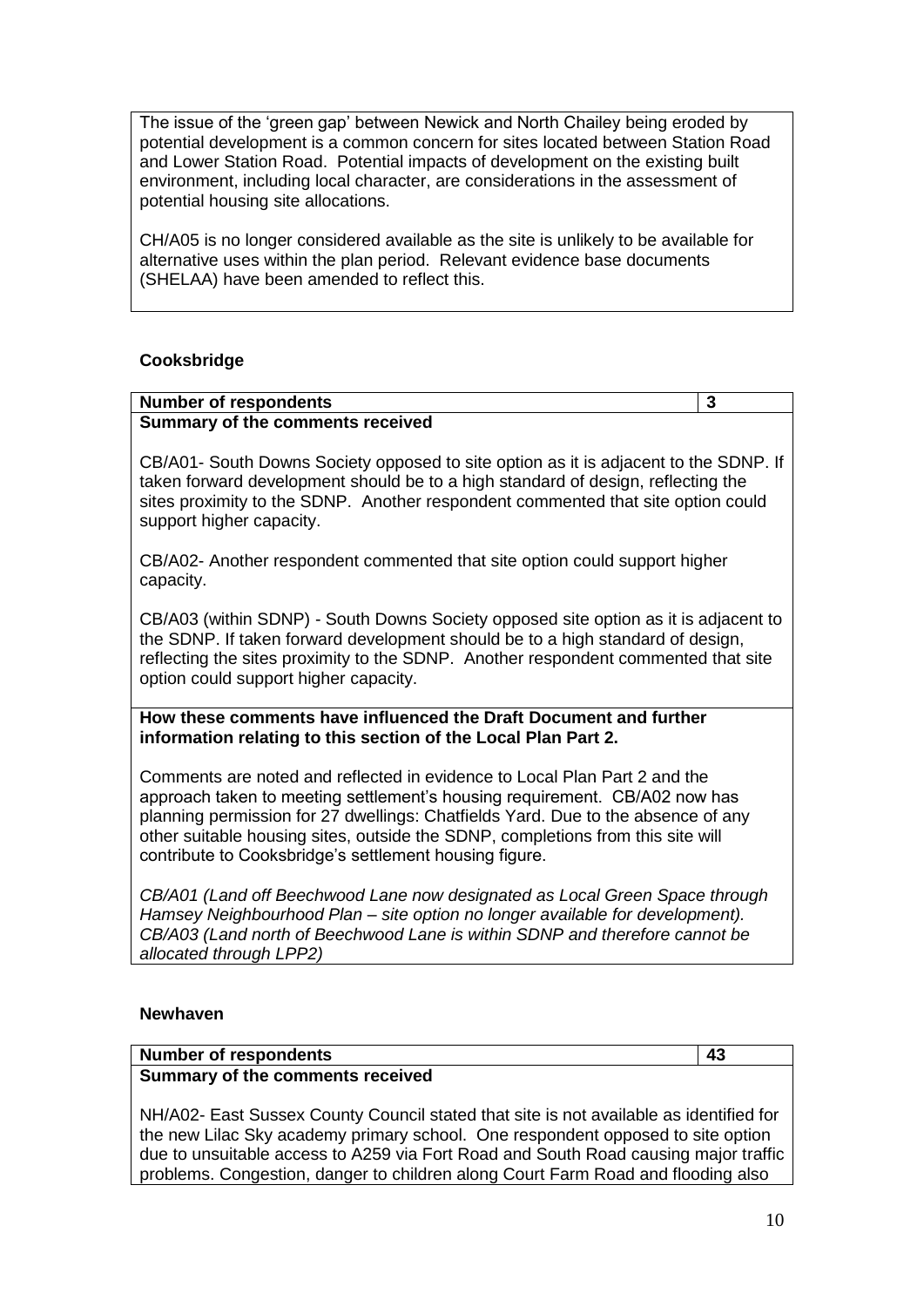The issue of the 'green gap' between Newick and North Chailey being eroded by potential development is a common concern for sites located between Station Road and Lower Station Road. Potential impacts of development on the existing built environment, including local character, are considerations in the assessment of potential housing site allocations.

CH/A05 is no longer considered available as the site is unlikely to be available for alternative uses within the plan period. Relevant evidence base documents (SHELAA) have been amended to reflect this.

### Cooksbridge

| **Number of respondents** | **3** |
|---|---|
| **Summary of the comments received**<br><br>CB/A01- South Downs Society opposed to site option as it is adjacent to the SDNP. If taken forward development should be to a high standard of design, reflecting the sites proximity to the SDNP. Another respondent commented that site option could support higher capacity.<br><br>CB/A02- Another respondent commented that site option could support higher capacity.<br><br>CB/A03 (within SDNP) - South Downs Society opposed site option as it is adjacent to the SDNP. If taken forward development should be to a high standard of design, reflecting the sites proximity to the SDNP. Another respondent commented that site option could support higher capacity. | |
| **How these comments have influenced the Draft Document and further information relating to this section of the Local Plan Part 2.**<br><br>Comments are noted and reflected in evidence to Local Plan Part 2 and the approach taken to meeting settlement's housing requirement. CB/A02 now has planning permission for 27 dwellings: Chatfields Yard. Due to the absence of any other suitable housing sites, outside the SDNP, completions from this site will contribute to Cooksbridge's settlement housing figure.<br><br>*CB/A01 (Land off Beechwood Lane now designated as Local Green Space through Hamsey Neighbourhood Plan – site option no longer available for development). CB/A03 (Land north of Beechwood Lane is within SDNP and therefore cannot be allocated through LPP2)* | |

### Newhaven

| **Number of respondents** | **43** |
|---|---|
| **Summary of the comments received**<br><br>NH/A02- East Sussex County Council stated that site is not available as identified for the new Lilac Sky academy primary school. One respondent opposed to site option due to unsuitable access to A259 via Fort Road and South Road causing major traffic problems. Congestion, danger to children along Court Farm Road and flooding also | |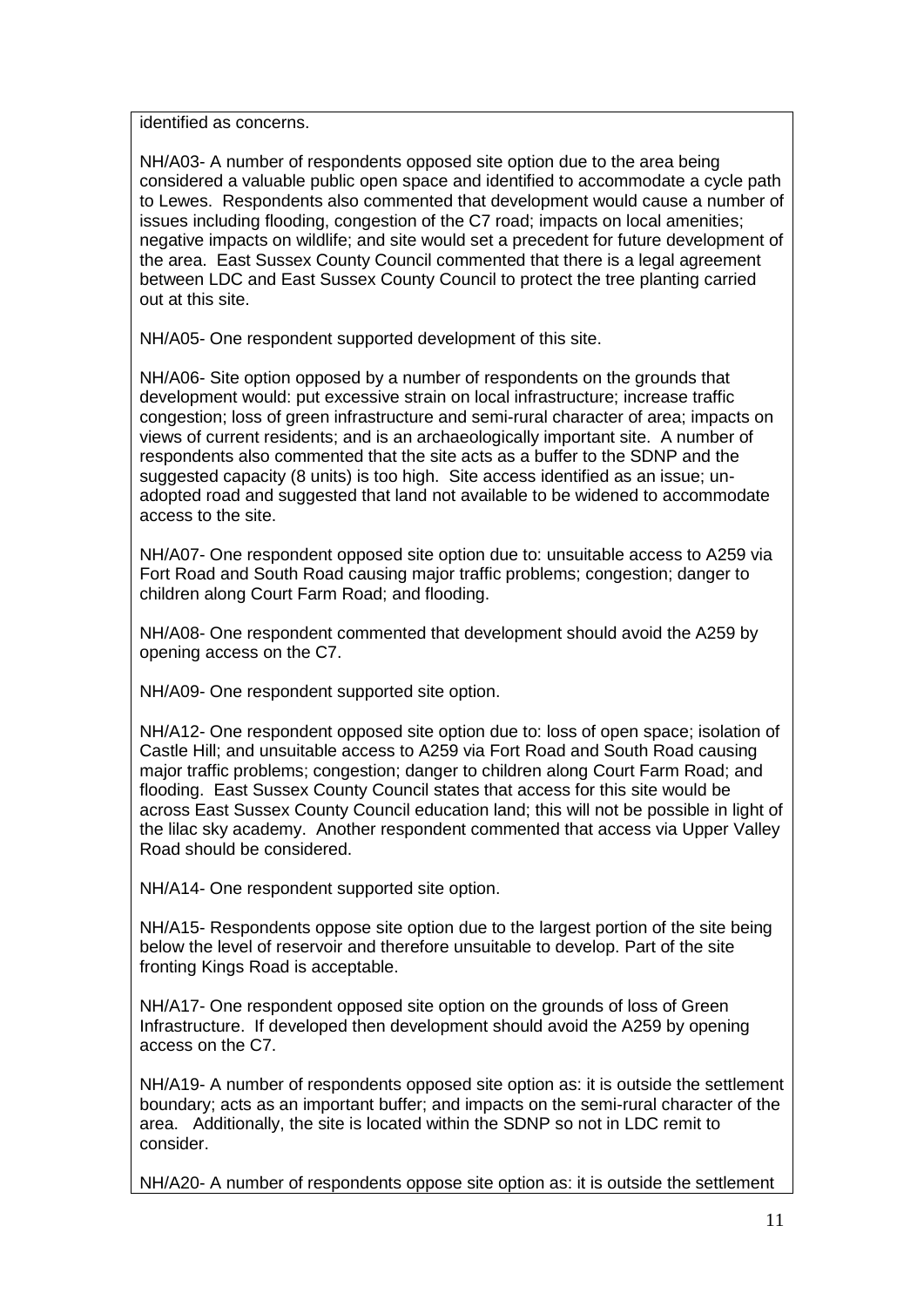identified as concerns.

NH/A03- A number of respondents opposed site option due to the area being considered a valuable public open space and identified to accommodate a cycle path to Lewes. Respondents also commented that development would cause a number of issues including flooding, congestion of the C7 road; impacts on local amenities; negative impacts on wildlife; and site would set a precedent for future development of the area. East Sussex County Council commented that there is a legal agreement between LDC and East Sussex County Council to protect the tree planting carried out at this site.

NH/A05- One respondent supported development of this site.

NH/A06- Site option opposed by a number of respondents on the grounds that development would: put excessive strain on local infrastructure; increase traffic congestion; loss of green infrastructure and semi-rural character of area; impacts on views of current residents; and is an archaeologically important site. A number of respondents also commented that the site acts as a buffer to the SDNP and the suggested capacity (8 units) is too high. Site access identified as an issue; un-adopted road and suggested that land not available to be widened to accommodate access to the site.

NH/A07- One respondent opposed site option due to: unsuitable access to A259 via Fort Road and South Road causing major traffic problems; congestion; danger to children along Court Farm Road; and flooding.

NH/A08- One respondent commented that development should avoid the A259 by opening access on the C7.

NH/A09- One respondent supported site option.

NH/A12- One respondent opposed site option due to: loss of open space; isolation of Castle Hill; and unsuitable access to A259 via Fort Road and South Road causing major traffic problems; congestion; danger to children along Court Farm Road; and flooding. East Sussex County Council states that access for this site would be across East Sussex County Council education land; this will not be possible in light of the lilac sky academy. Another respondent commented that access via Upper Valley Road should be considered.

NH/A14- One respondent supported site option.

NH/A15- Respondents oppose site option due to the largest portion of the site being below the level of reservoir and therefore unsuitable to develop. Part of the site fronting Kings Road is acceptable.

NH/A17- One respondent opposed site option on the grounds of loss of Green Infrastructure. If developed then development should avoid the A259 by opening access on the C7.

NH/A19- A number of respondents opposed site option as: it is outside the settlement boundary; acts as an important buffer; and impacts on the semi-rural character of the area. Additionally, the site is located within the SDNP so not in LDC remit to consider.

NH/A20- A number of respondents oppose site option as: it is outside the settlement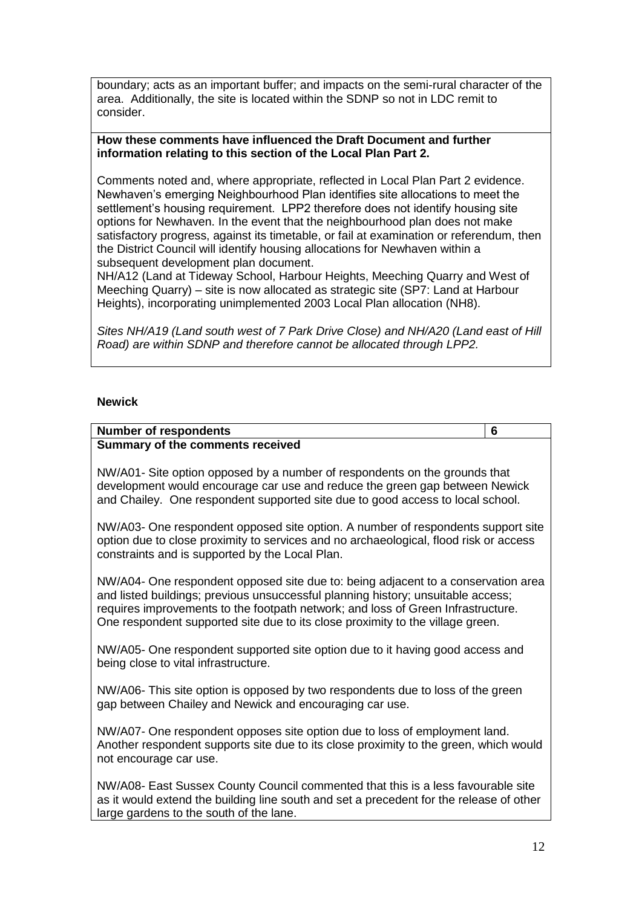boundary; acts as an important buffer; and impacts on the semi-rural character of the area. Additionally, the site is located within the SDNP so not in LDC remit to consider.

**How these comments have influenced the Draft Document and further information relating to this section of the Local Plan Part 2.**

Comments noted and, where appropriate, reflected in Local Plan Part 2 evidence. Newhaven's emerging Neighbourhood Plan identifies site allocations to meet the settlement's housing requirement. LPP2 therefore does not identify housing site options for Newhaven. In the event that the neighbourhood plan does not make satisfactory progress, against its timetable, or fail at examination or referendum, then the District Council will identify housing allocations for Newhaven within a subsequent development plan document.

NH/A12 (Land at Tideway School, Harbour Heights, Meeching Quarry and West of Meeching Quarry) – site is now allocated as strategic site (SP7: Land at Harbour Heights), incorporating unimplemented 2003 Local Plan allocation (NH8).

*Sites NH/A19 (Land south west of 7 Park Drive Close) and NH/A20 (Land east of Hill Road) are within SDNP and therefore cannot be allocated through LPP2.*

**Newick**

| **Number of respondents** | **6** |
|---|---|

**Summary of the comments received**

NW/A01- Site option opposed by a number of respondents on the grounds that development would encourage car use and reduce the green gap between Newick and Chailey. One respondent supported site due to good access to local school.

NW/A03- One respondent opposed site option. A number of respondents support site option due to close proximity to services and no archaeological, flood risk or access constraints and is supported by the Local Plan.

NW/A04- One respondent opposed site due to: being adjacent to a conservation area and listed buildings; previous unsuccessful planning history; unsuitable access; requires improvements to the footpath network; and loss of Green Infrastructure. One respondent supported site due to its close proximity to the village green.

NW/A05- One respondent supported site option due to it having good access and being close to vital infrastructure.

NW/A06- This site option is opposed by two respondents due to loss of the green gap between Chailey and Newick and encouraging car use.

NW/A07- One respondent opposes site option due to loss of employment land. Another respondent supports site due to its close proximity to the green, which would not encourage car use.

NW/A08- East Sussex County Council commented that this is a less favourable site as it would extend the building line south and set a precedent for the release of other large gardens to the south of the lane.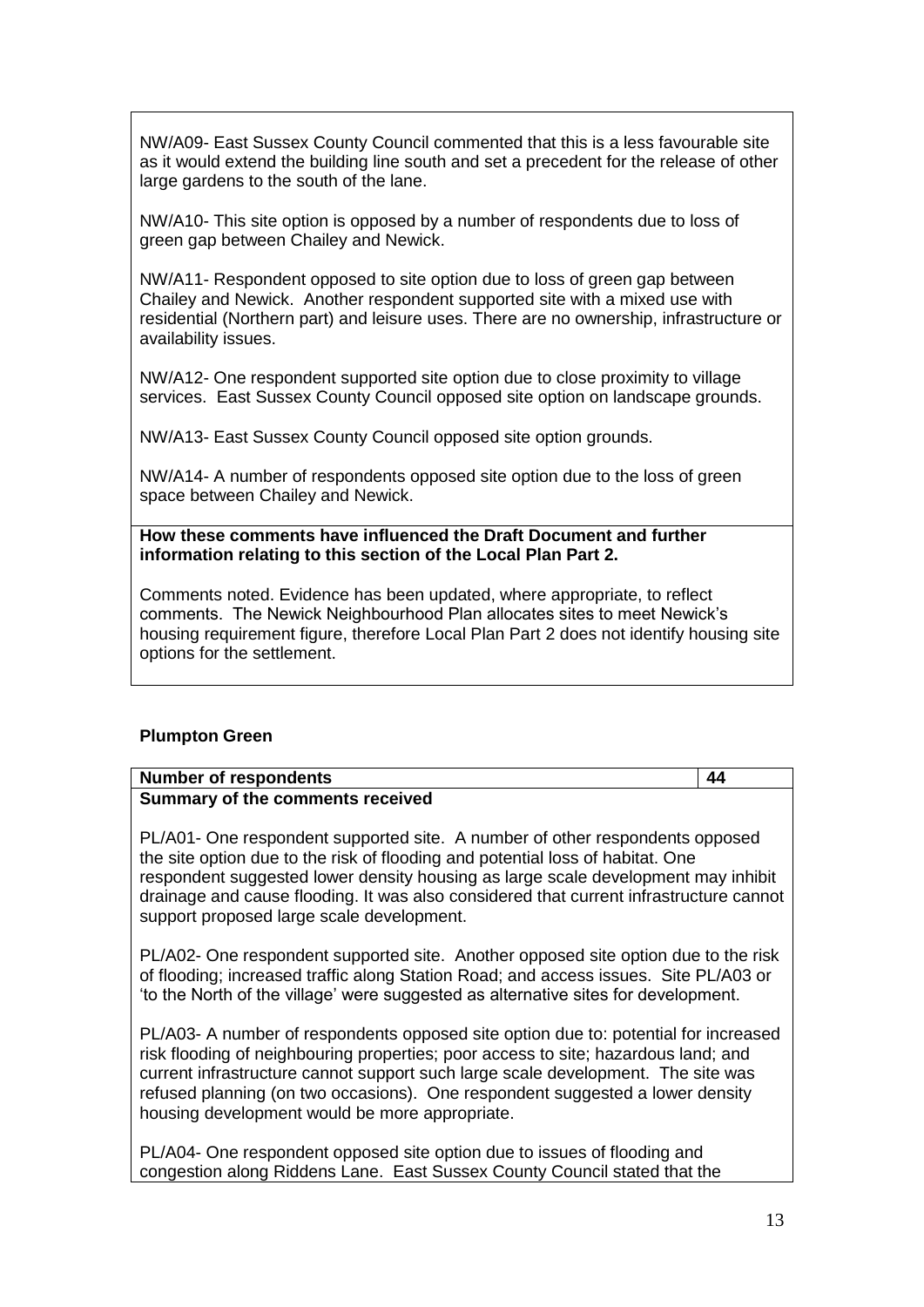NW/A09- East Sussex County Council commented that this is a less favourable site as it would extend the building line south and set a precedent for the release of other large gardens to the south of the lane.

NW/A10- This site option is opposed by a number of respondents due to loss of green gap between Chailey and Newick.

NW/A11- Respondent opposed to site option due to loss of green gap between Chailey and Newick. Another respondent supported site with a mixed use with residential (Northern part) and leisure uses. There are no ownership, infrastructure or availability issues.

NW/A12- One respondent supported site option due to close proximity to village services. East Sussex County Council opposed site option on landscape grounds.

NW/A13- East Sussex County Council opposed site option grounds.

NW/A14- A number of respondents opposed site option due to the loss of green space between Chailey and Newick.

**How these comments have influenced the Draft Document and further information relating to this section of the Local Plan Part 2.**

Comments noted. Evidence has been updated, where appropriate, to reflect comments. The Newick Neighbourhood Plan allocates sites to meet Newick's housing requirement figure, therefore Local Plan Part 2 does not identify housing site options for the settlement.

**Plumpton Green**

| **Number of respondents** | **44** |
| --- | --- |

**Summary of the comments received**

PL/A01- One respondent supported site. A number of other respondents opposed the site option due to the risk of flooding and potential loss of habitat. One respondent suggested lower density housing as large scale development may inhibit drainage and cause flooding. It was also considered that current infrastructure cannot support proposed large scale development.

PL/A02- One respondent supported site. Another opposed site option due to the risk of flooding; increased traffic along Station Road; and access issues. Site PL/A03 or 'to the North of the village' were suggested as alternative sites for development.

PL/A03- A number of respondents opposed site option due to: potential for increased risk flooding of neighbouring properties; poor access to site; hazardous land; and current infrastructure cannot support such large scale development. The site was refused planning (on two occasions). One respondent suggested a lower density housing development would be more appropriate.

PL/A04- One respondent opposed site option due to issues of flooding and congestion along Riddens Lane. East Sussex County Council stated that the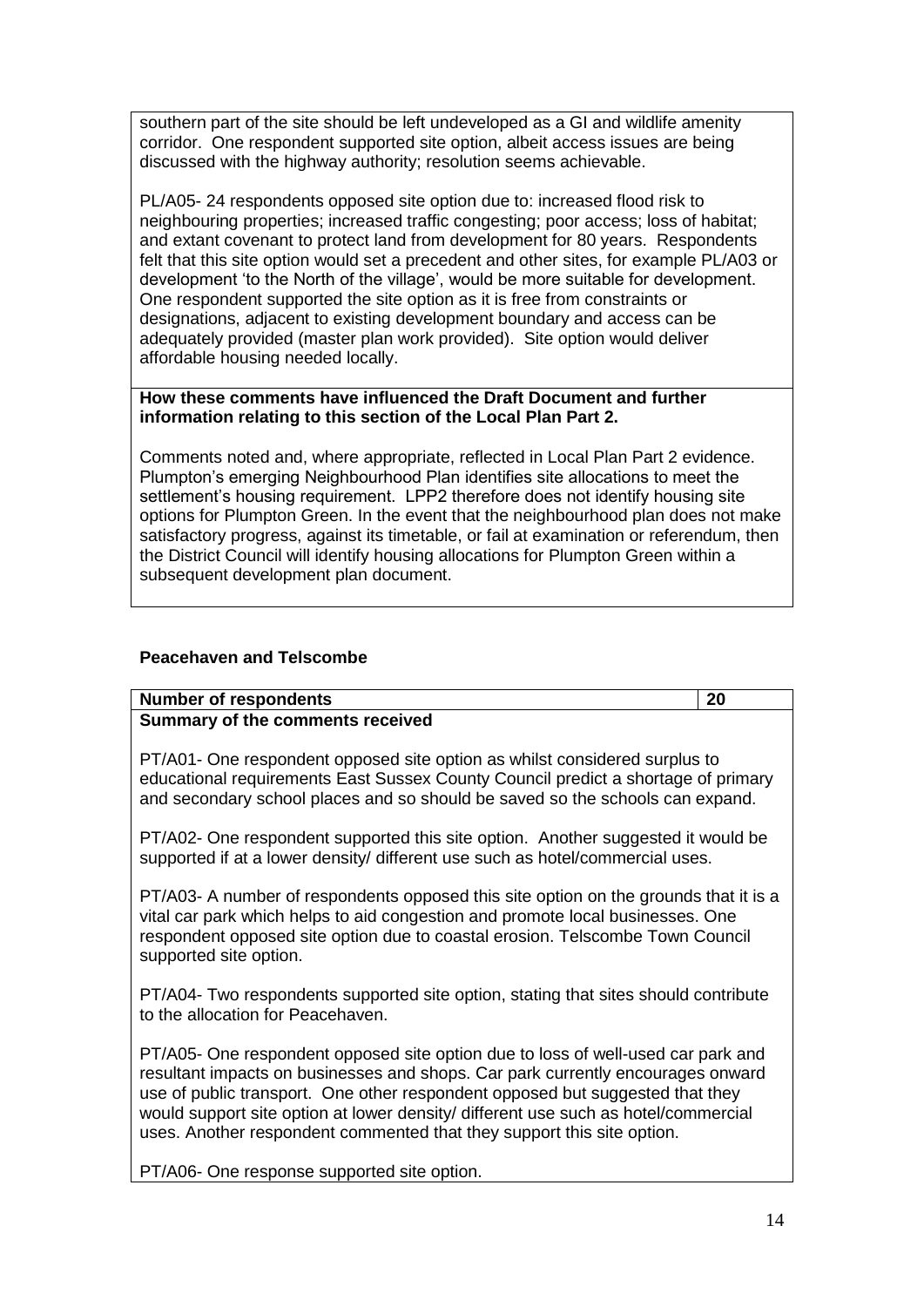southern part of the site should be left undeveloped as a GI and wildlife amenity corridor. One respondent supported site option, albeit access issues are being discussed with the highway authority; resolution seems achievable.

PL/A05- 24 respondents opposed site option due to: increased flood risk to neighbouring properties; increased traffic congesting; poor access; loss of habitat; and extant covenant to protect land from development for 80 years. Respondents felt that this site option would set a precedent and other sites, for example PL/A03 or development 'to the North of the village', would be more suitable for development. One respondent supported the site option as it is free from constraints or designations, adjacent to existing development boundary and access can be adequately provided (master plan work provided). Site option would deliver affordable housing needed locally.

**How these comments have influenced the Draft Document and further information relating to this section of the Local Plan Part 2.**

Comments noted and, where appropriate, reflected in Local Plan Part 2 evidence. Plumpton's emerging Neighbourhood Plan identifies site allocations to meet the settlement's housing requirement. LPP2 therefore does not identify housing site options for Plumpton Green. In the event that the neighbourhood plan does not make satisfactory progress, against its timetable, or fail at examination or referendum, then the District Council will identify housing allocations for Plumpton Green within a subsequent development plan document.

### Peacehaven and Telscombe

| **Number of respondents** | **20** |
|---|---|

**Summary of the comments received**

PT/A01- One respondent opposed site option as whilst considered surplus to educational requirements East Sussex County Council predict a shortage of primary and secondary school places and so should be saved so the schools can expand.

PT/A02- One respondent supported this site option. Another suggested it would be supported if at a lower density/ different use such as hotel/commercial uses.

PT/A03- A number of respondents opposed this site option on the grounds that it is a vital car park which helps to aid congestion and promote local businesses. One respondent opposed site option due to coastal erosion. Telscombe Town Council supported site option.

PT/A04- Two respondents supported site option, stating that sites should contribute to the allocation for Peacehaven.

PT/A05- One respondent opposed site option due to loss of well-used car park and resultant impacts on businesses and shops. Car park currently encourages onward use of public transport. One other respondent opposed but suggested that they would support site option at lower density/ different use such as hotel/commercial uses. Another respondent commented that they support this site option.

PT/A06- One response supported site option.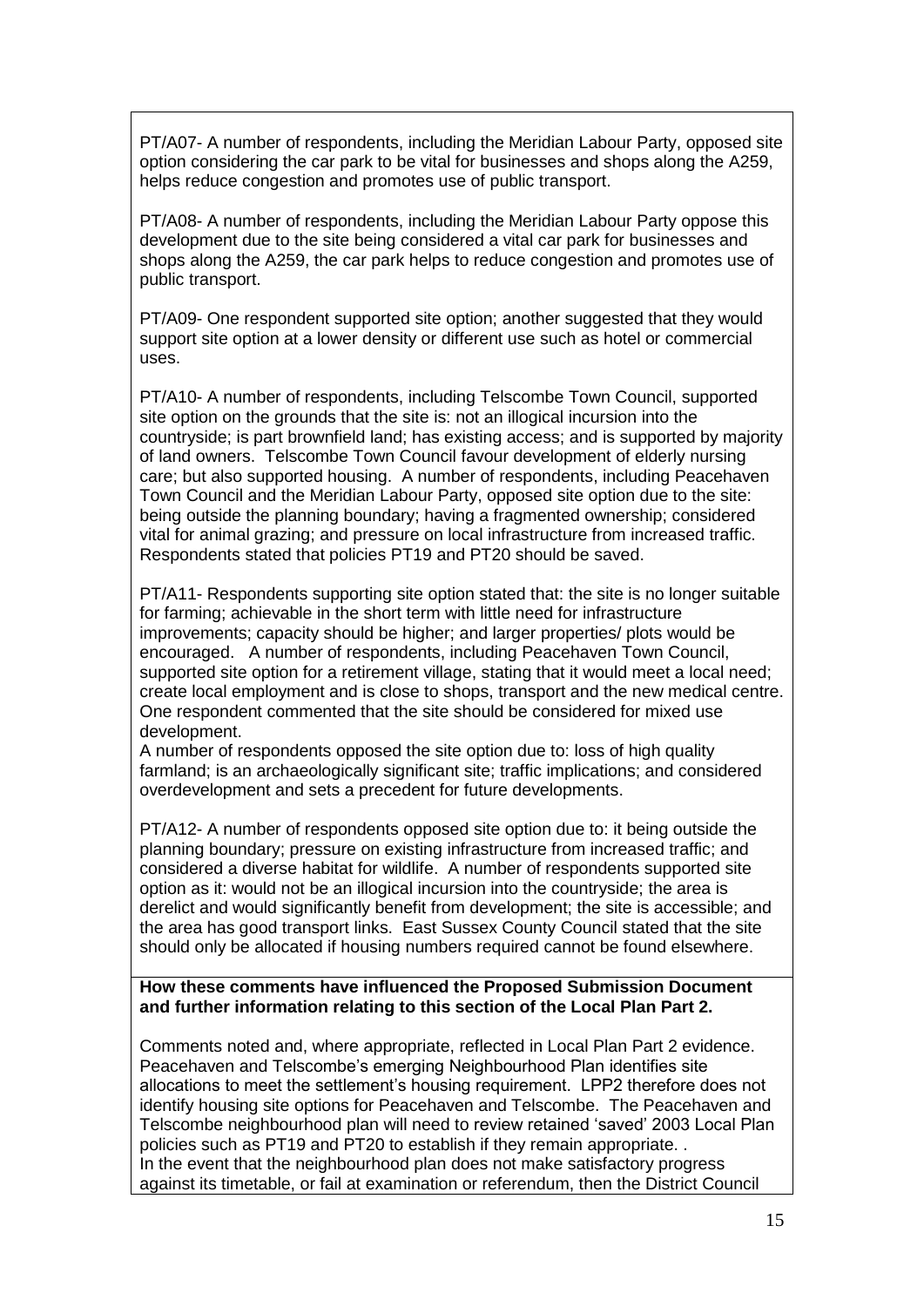PT/A07- A number of respondents, including the Meridian Labour Party, opposed site option considering the car park to be vital for businesses and shops along the A259, helps reduce congestion and promotes use of public transport.

PT/A08- A number of respondents, including the Meridian Labour Party oppose this development due to the site being considered a vital car park for businesses and shops along the A259, the car park helps to reduce congestion and promotes use of public transport.

PT/A09- One respondent supported site option; another suggested that they would support site option at a lower density or different use such as hotel or commercial uses.

PT/A10- A number of respondents, including Telscombe Town Council, supported site option on the grounds that the site is: not an illogical incursion into the countryside; is part brownfield land; has existing access; and is supported by majority of land owners. Telscombe Town Council favour development of elderly nursing care; but also supported housing. A number of respondents, including Peacehaven Town Council and the Meridian Labour Party, opposed site option due to the site: being outside the planning boundary; having a fragmented ownership; considered vital for animal grazing; and pressure on local infrastructure from increased traffic. Respondents stated that policies PT19 and PT20 should be saved.

PT/A11- Respondents supporting site option stated that: the site is no longer suitable for farming; achievable in the short term with little need for infrastructure improvements; capacity should be higher; and larger properties/ plots would be encouraged. A number of respondents, including Peacehaven Town Council, supported site option for a retirement village, stating that it would meet a local need; create local employment and is close to shops, transport and the new medical centre. One respondent commented that the site should be considered for mixed use development.
A number of respondents opposed the site option due to: loss of high quality farmland; is an archaeologically significant site; traffic implications; and considered overdevelopment and sets a precedent for future developments.

PT/A12- A number of respondents opposed site option due to: it being outside the planning boundary; pressure on existing infrastructure from increased traffic; and considered a diverse habitat for wildlife. A number of respondents supported site option as it: would not be an illogical incursion into the countryside; the area is derelict and would significantly benefit from development; the site is accessible; and the area has good transport links. East Sussex County Council stated that the site should only be allocated if housing numbers required cannot be found elsewhere.

**How these comments have influenced the Proposed Submission Document and further information relating to this section of the Local Plan Part 2.**

Comments noted and, where appropriate, reflected in Local Plan Part 2 evidence. Peacehaven and Telscombe's emerging Neighbourhood Plan identifies site allocations to meet the settlement's housing requirement. LPP2 therefore does not identify housing site options for Peacehaven and Telscombe. The Peacehaven and Telscombe neighbourhood plan will need to review retained 'saved' 2003 Local Plan policies such as PT19 and PT20 to establish if they remain appropriate. .
In the event that the neighbourhood plan does not make satisfactory progress against its timetable, or fail at examination or referendum, then the District Council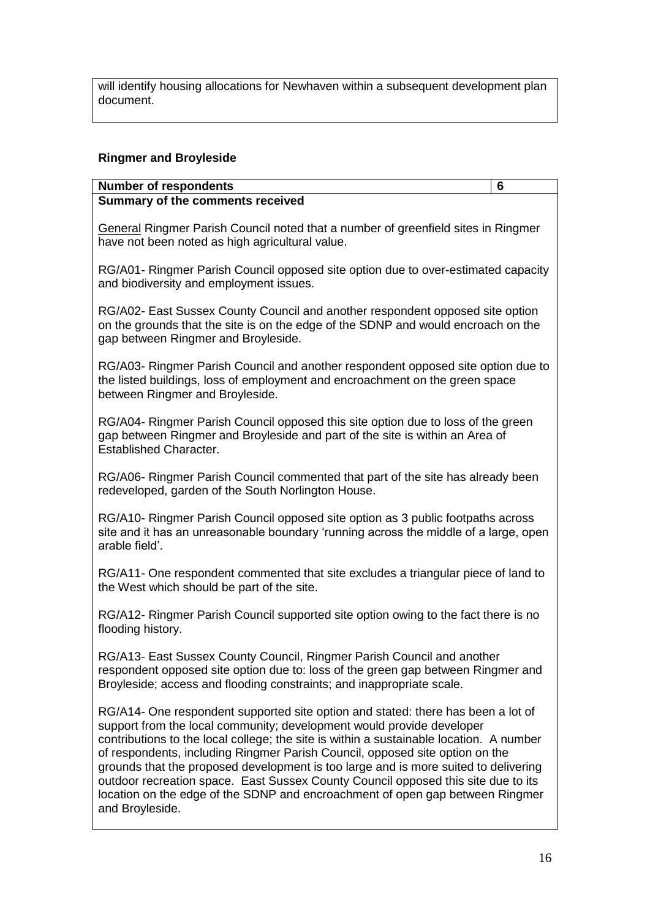will identify housing allocations for Newhaven within a subsequent development plan document.

**Ringmer and Broyleside**

| **Number of respondents** | **6** |
|---|---|
| **Summary of the comments received** | |

General Ringmer Parish Council noted that a number of greenfield sites in Ringmer have not been noted as high agricultural value.

RG/A01- Ringmer Parish Council opposed site option due to over-estimated capacity and biodiversity and employment issues.

RG/A02- East Sussex County Council and another respondent opposed site option on the grounds that the site is on the edge of the SDNP and would encroach on the gap between Ringmer and Broyleside.

RG/A03- Ringmer Parish Council and another respondent opposed site option due to the listed buildings, loss of employment and encroachment on the green space between Ringmer and Broyleside.

RG/A04- Ringmer Parish Council opposed this site option due to loss of the green gap between Ringmer and Broyleside and part of the site is within an Area of Established Character.

RG/A06- Ringmer Parish Council commented that part of the site has already been redeveloped, garden of the South Norlington House.

RG/A10- Ringmer Parish Council opposed site option as 3 public footpaths across site and it has an unreasonable boundary 'running across the middle of a large, open arable field'.

RG/A11- One respondent commented that site excludes a triangular piece of land to the West which should be part of the site.

RG/A12- Ringmer Parish Council supported site option owing to the fact there is no flooding history.

RG/A13- East Sussex County Council, Ringmer Parish Council and another respondent opposed site option due to: loss of the green gap between Ringmer and Broyleside; access and flooding constraints; and inappropriate scale.

RG/A14- One respondent supported site option and stated: there has been a lot of support from the local community; development would provide developer contributions to the local college; the site is within a sustainable location. A number of respondents, including Ringmer Parish Council, opposed site option on the grounds that the proposed development is too large and is more suited to delivering outdoor recreation space. East Sussex County Council opposed this site due to its location on the edge of the SDNP and encroachment of open gap between Ringmer and Broyleside.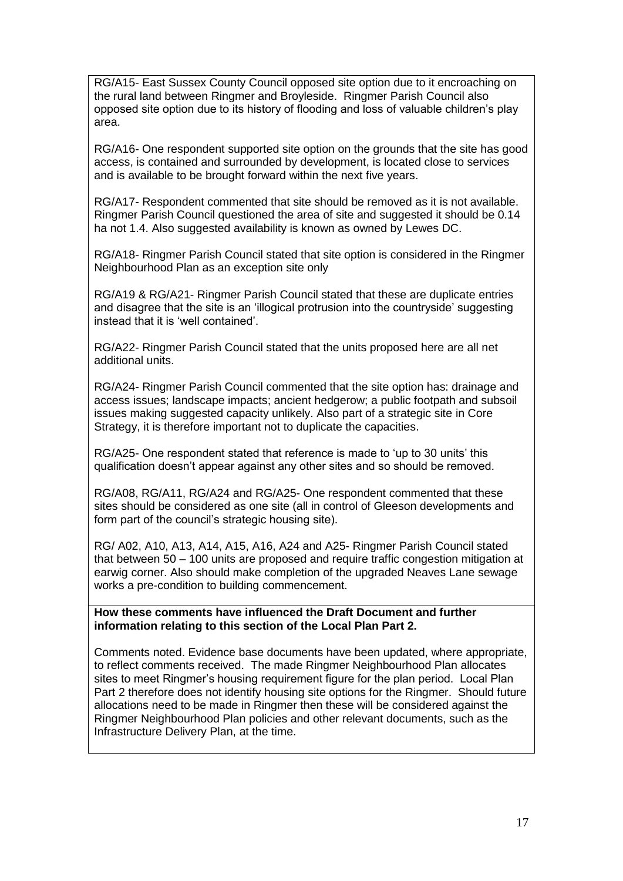RG/A15- East Sussex County Council opposed site option due to it encroaching on the rural land between Ringmer and Broyleside. Ringmer Parish Council also opposed site option due to its history of flooding and loss of valuable children's play area.

RG/A16- One respondent supported site option on the grounds that the site has good access, is contained and surrounded by development, is located close to services and is available to be brought forward within the next five years.

RG/A17- Respondent commented that site should be removed as it is not available. Ringmer Parish Council questioned the area of site and suggested it should be 0.14 ha not 1.4. Also suggested availability is known as owned by Lewes DC.

RG/A18- Ringmer Parish Council stated that site option is considered in the Ringmer Neighbourhood Plan as an exception site only

RG/A19 & RG/A21- Ringmer Parish Council stated that these are duplicate entries and disagree that the site is an 'illogical protrusion into the countryside' suggesting instead that it is 'well contained'.

RG/A22- Ringmer Parish Council stated that the units proposed here are all net additional units.

RG/A24- Ringmer Parish Council commented that the site option has: drainage and access issues; landscape impacts; ancient hedgerow; a public footpath and subsoil issues making suggested capacity unlikely. Also part of a strategic site in Core Strategy, it is therefore important not to duplicate the capacities.

RG/A25- One respondent stated that reference is made to 'up to 30 units' this qualification doesn't appear against any other sites and so should be removed.

RG/A08, RG/A11, RG/A24 and RG/A25- One respondent commented that these sites should be considered as one site (all in control of Gleeson developments and form part of the council's strategic housing site).

RG/ A02, A10, A13, A14, A15, A16, A24 and A25- Ringmer Parish Council stated that between 50 – 100 units are proposed and require traffic congestion mitigation at earwig corner. Also should make completion of the upgraded Neaves Lane sewage works a pre-condition to building commencement.

**How these comments have influenced the Draft Document and further information relating to this section of the Local Plan Part 2.**

Comments noted. Evidence base documents have been updated, where appropriate, to reflect comments received. The made Ringmer Neighbourhood Plan allocates sites to meet Ringmer's housing requirement figure for the plan period. Local Plan Part 2 therefore does not identify housing site options for the Ringmer. Should future allocations need to be made in Ringmer then these will be considered against the Ringmer Neighbourhood Plan policies and other relevant documents, such as the Infrastructure Delivery Plan, at the time.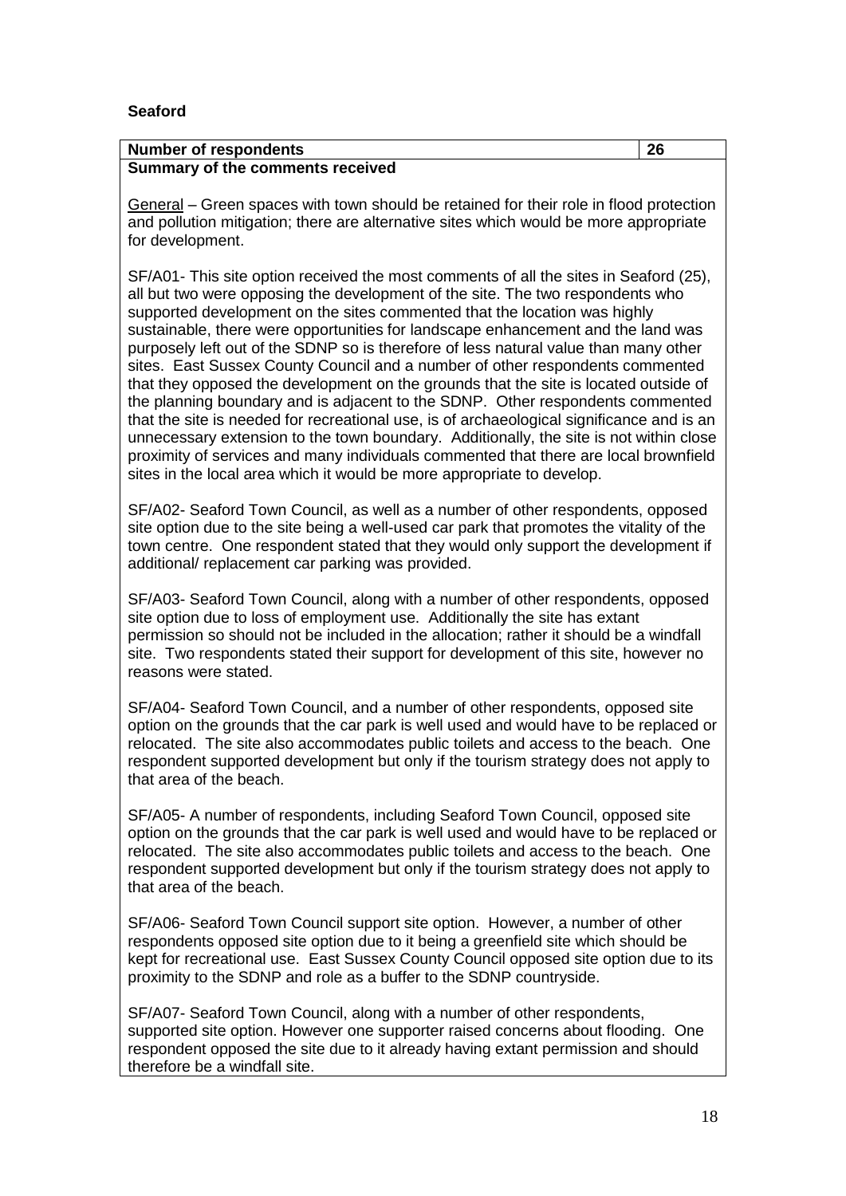**Seaford**

| Number of respondents | 26 |
|---|---|
| **Summary of the comments received** | |

General – Green spaces with town should be retained for their role in flood protection and pollution mitigation; there are alternative sites which would be more appropriate for development.

SF/A01- This site option received the most comments of all the sites in Seaford (25), all but two were opposing the development of the site. The two respondents who supported development on the sites commented that the location was highly sustainable, there were opportunities for landscape enhancement and the land was purposely left out of the SDNP so is therefore of less natural value than many other sites. East Sussex County Council and a number of other respondents commented that they opposed the development on the grounds that the site is located outside of the planning boundary and is adjacent to the SDNP. Other respondents commented that the site is needed for recreational use, is of archaeological significance and is an unnecessary extension to the town boundary. Additionally, the site is not within close proximity of services and many individuals commented that there are local brownfield sites in the local area which it would be more appropriate to develop.

SF/A02- Seaford Town Council, as well as a number of other respondents, opposed site option due to the site being a well-used car park that promotes the vitality of the town centre. One respondent stated that they would only support the development if additional/ replacement car parking was provided.

SF/A03- Seaford Town Council, along with a number of other respondents, opposed site option due to loss of employment use. Additionally the site has extant permission so should not be included in the allocation; rather it should be a windfall site. Two respondents stated their support for development of this site, however no reasons were stated.

SF/A04- Seaford Town Council, and a number of other respondents, opposed site option on the grounds that the car park is well used and would have to be replaced or relocated. The site also accommodates public toilets and access to the beach. One respondent supported development but only if the tourism strategy does not apply to that area of the beach.

SF/A05- A number of respondents, including Seaford Town Council, opposed site option on the grounds that the car park is well used and would have to be replaced or relocated. The site also accommodates public toilets and access to the beach. One respondent supported development but only if the tourism strategy does not apply to that area of the beach.

SF/A06- Seaford Town Council support site option. However, a number of other respondents opposed site option due to it being a greenfield site which should be kept for recreational use. East Sussex County Council opposed site option due to its proximity to the SDNP and role as a buffer to the SDNP countryside.

SF/A07- Seaford Town Council, along with a number of other respondents, supported site option. However one supporter raised concerns about flooding. One respondent opposed the site due to it already having extant permission and should therefore be a windfall site.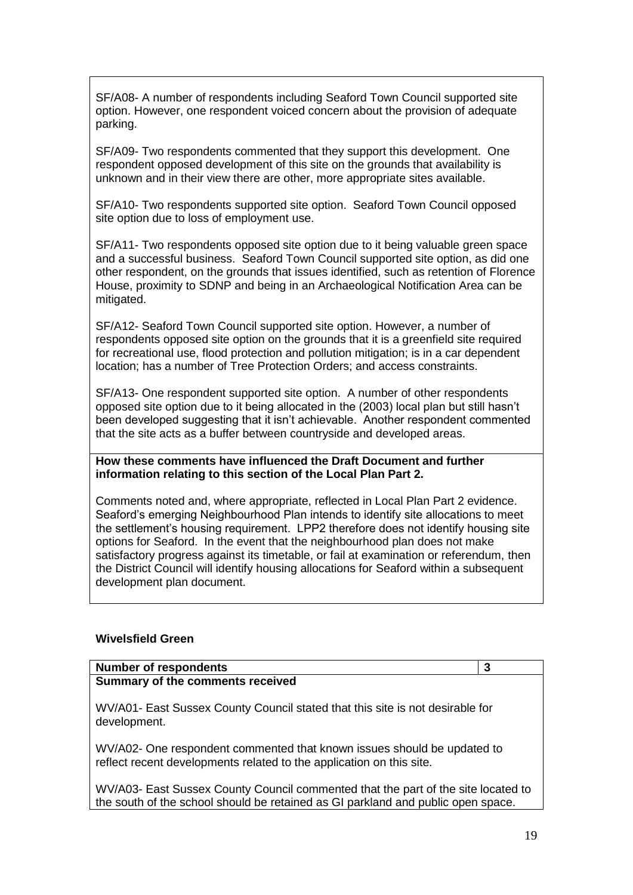SF/A08- A number of respondents including Seaford Town Council supported site option. However, one respondent voiced concern about the provision of adequate parking.

SF/A09- Two respondents commented that they support this development. One respondent opposed development of this site on the grounds that availability is unknown and in their view there are other, more appropriate sites available.

SF/A10- Two respondents supported site option. Seaford Town Council opposed site option due to loss of employment use.

SF/A11- Two respondents opposed site option due to it being valuable green space and a successful business. Seaford Town Council supported site option, as did one other respondent, on the grounds that issues identified, such as retention of Florence House, proximity to SDNP and being in an Archaeological Notification Area can be mitigated.

SF/A12- Seaford Town Council supported site option. However, a number of respondents opposed site option on the grounds that it is a greenfield site required for recreational use, flood protection and pollution mitigation; is in a car dependent location; has a number of Tree Protection Orders; and access constraints.

SF/A13- One respondent supported site option. A number of other respondents opposed site option due to it being allocated in the (2003) local plan but still hasn't been developed suggesting that it isn't achievable. Another respondent commented that the site acts as a buffer between countryside and developed areas.

**How these comments have influenced the Draft Document and further information relating to this section of the Local Plan Part 2.**

Comments noted and, where appropriate, reflected in Local Plan Part 2 evidence. Seaford's emerging Neighbourhood Plan intends to identify site allocations to meet the settlement's housing requirement. LPP2 therefore does not identify housing site options for Seaford. In the event that the neighbourhood plan does not make satisfactory progress against its timetable, or fail at examination or referendum, then the District Council will identify housing allocations for Seaford within a subsequent development plan document.

### Wivelsfield Green

| **Number of respondents** | **3** |
|---|---|

**Summary of the comments received**

WV/A01- East Sussex County Council stated that this site is not desirable for development.

WV/A02- One respondent commented that known issues should be updated to reflect recent developments related to the application on this site.

WV/A03- East Sussex County Council commented that the part of the site located to the south of the school should be retained as GI parkland and public open space.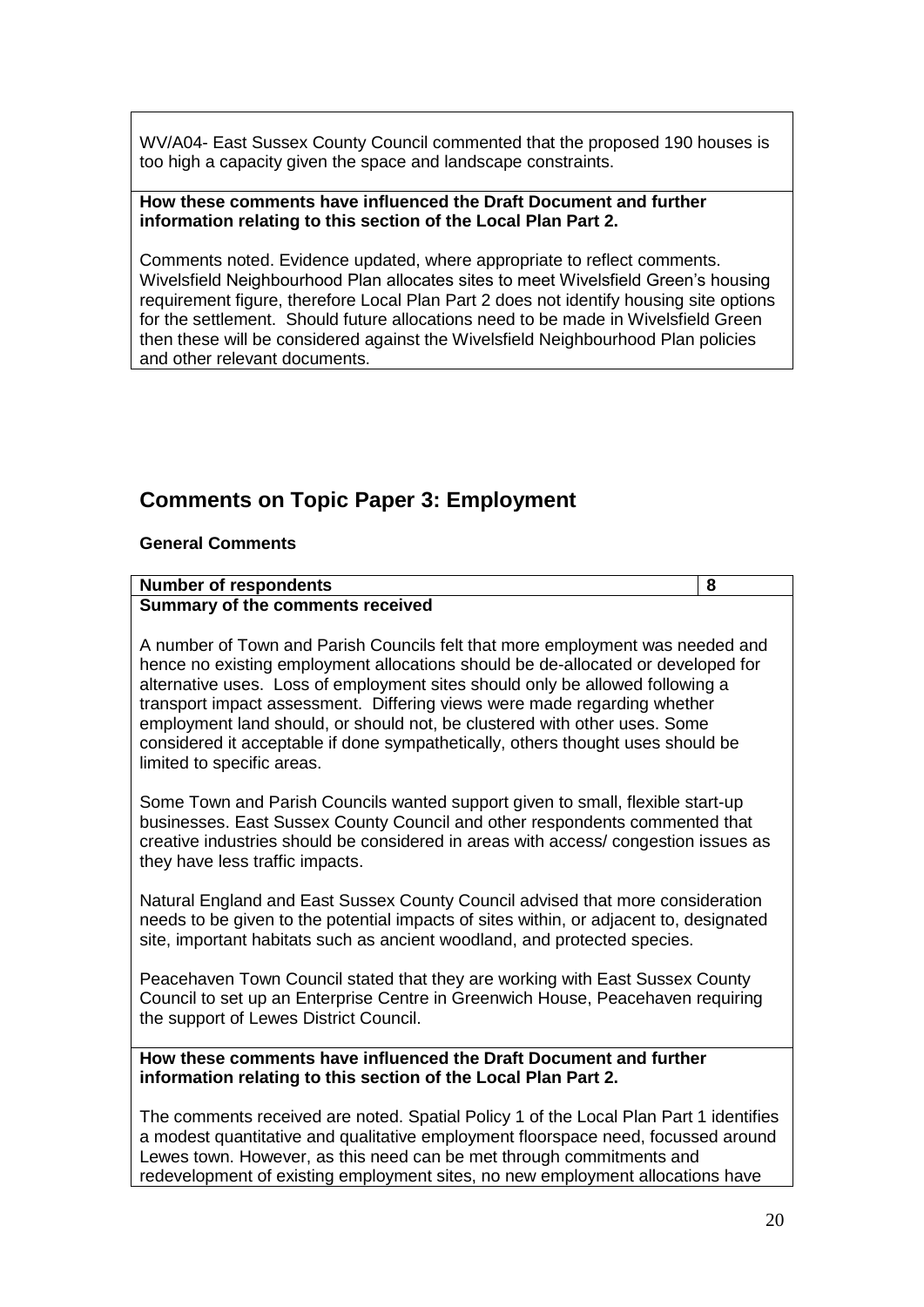WV/A04- East Sussex County Council commented that the proposed 190 houses is too high a capacity given the space and landscape constraints.

**How these comments have influenced the Draft Document and further information relating to this section of the Local Plan Part 2.**

Comments noted. Evidence updated, where appropriate to reflect comments. Wivelsfield Neighbourhood Plan allocates sites to meet Wivelsfield Green's housing requirement figure, therefore Local Plan Part 2 does not identify housing site options for the settlement. Should future allocations need to be made in Wivelsfield Green then these will be considered against the Wivelsfield Neighbourhood Plan policies and other relevant documents.

## Comments on Topic Paper 3: Employment

### General Comments

| **Number of respondents** | **8** |
|---|---|

**Summary of the comments received**

A number of Town and Parish Councils felt that more employment was needed and hence no existing employment allocations should be de-allocated or developed for alternative uses. Loss of employment sites should only be allowed following a transport impact assessment. Differing views were made regarding whether employment land should, or should not, be clustered with other uses. Some considered it acceptable if done sympathetically, others thought uses should be limited to specific areas.

Some Town and Parish Councils wanted support given to small, flexible start-up businesses. East Sussex County Council and other respondents commented that creative industries should be considered in areas with access/ congestion issues as they have less traffic impacts.

Natural England and East Sussex County Council advised that more consideration needs to be given to the potential impacts of sites within, or adjacent to, designated site, important habitats such as ancient woodland, and protected species.

Peacehaven Town Council stated that they are working with East Sussex County Council to set up an Enterprise Centre in Greenwich House, Peacehaven requiring the support of Lewes District Council.

**How these comments have influenced the Draft Document and further information relating to this section of the Local Plan Part 2.**

The comments received are noted. Spatial Policy 1 of the Local Plan Part 1 identifies a modest quantitative and qualitative employment floorspace need, focussed around Lewes town. However, as this need can be met through commitments and redevelopment of existing employment sites, no new employment allocations have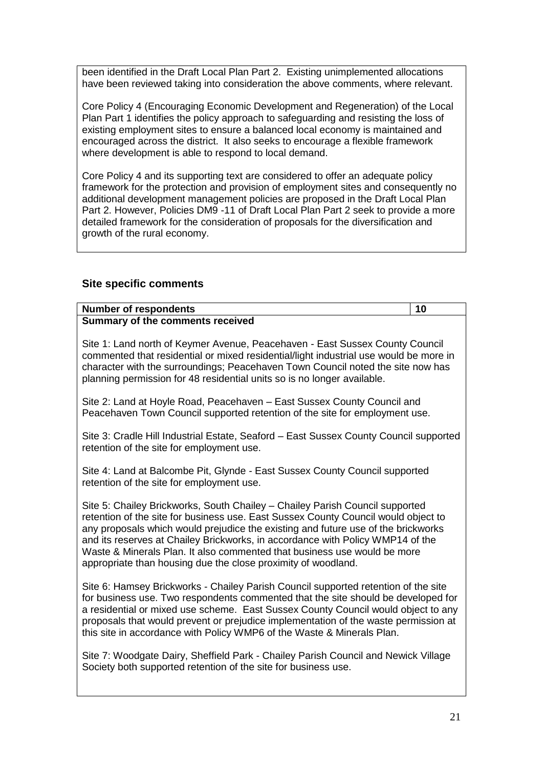been identified in the Draft Local Plan Part 2. Existing unimplemented allocations have been reviewed taking into consideration the above comments, where relevant.

Core Policy 4 (Encouraging Economic Development and Regeneration) of the Local Plan Part 1 identifies the policy approach to safeguarding and resisting the loss of existing employment sites to ensure a balanced local economy is maintained and encouraged across the district. It also seeks to encourage a flexible framework where development is able to respond to local demand.

Core Policy 4 and its supporting text are considered to offer an adequate policy framework for the protection and provision of employment sites and consequently no additional development management policies are proposed in the Draft Local Plan Part 2. However, Policies DM9 -11 of Draft Local Plan Part 2 seek to provide a more detailed framework for the consideration of proposals for the diversification and growth of the rural economy.

### Site specific comments

| **Number of respondents** | **10** |
|---|---|
| **Summary of the comments received** | |

Site 1: Land north of Keymer Avenue, Peacehaven - East Sussex County Council commented that residential or mixed residential/light industrial use would be more in character with the surroundings; Peacehaven Town Council noted the site now has planning permission for 48 residential units so is no longer available.

Site 2: Land at Hoyle Road, Peacehaven – East Sussex County Council and Peacehaven Town Council supported retention of the site for employment use.

Site 3: Cradle Hill Industrial Estate, Seaford – East Sussex County Council supported retention of the site for employment use.

Site 4: Land at Balcombe Pit, Glynde - East Sussex County Council supported retention of the site for employment use.

Site 5: Chailey Brickworks, South Chailey – Chailey Parish Council supported retention of the site for business use. East Sussex County Council would object to any proposals which would prejudice the existing and future use of the brickworks and its reserves at Chailey Brickworks, in accordance with Policy WMP14 of the Waste & Minerals Plan. It also commented that business use would be more appropriate than housing due the close proximity of woodland.

Site 6: Hamsey Brickworks - Chailey Parish Council supported retention of the site for business use. Two respondents commented that the site should be developed for a residential or mixed use scheme. East Sussex County Council would object to any proposals that would prevent or prejudice implementation of the waste permission at this site in accordance with Policy WMP6 of the Waste & Minerals Plan.

Site 7: Woodgate Dairy, Sheffield Park - Chailey Parish Council and Newick Village Society both supported retention of the site for business use.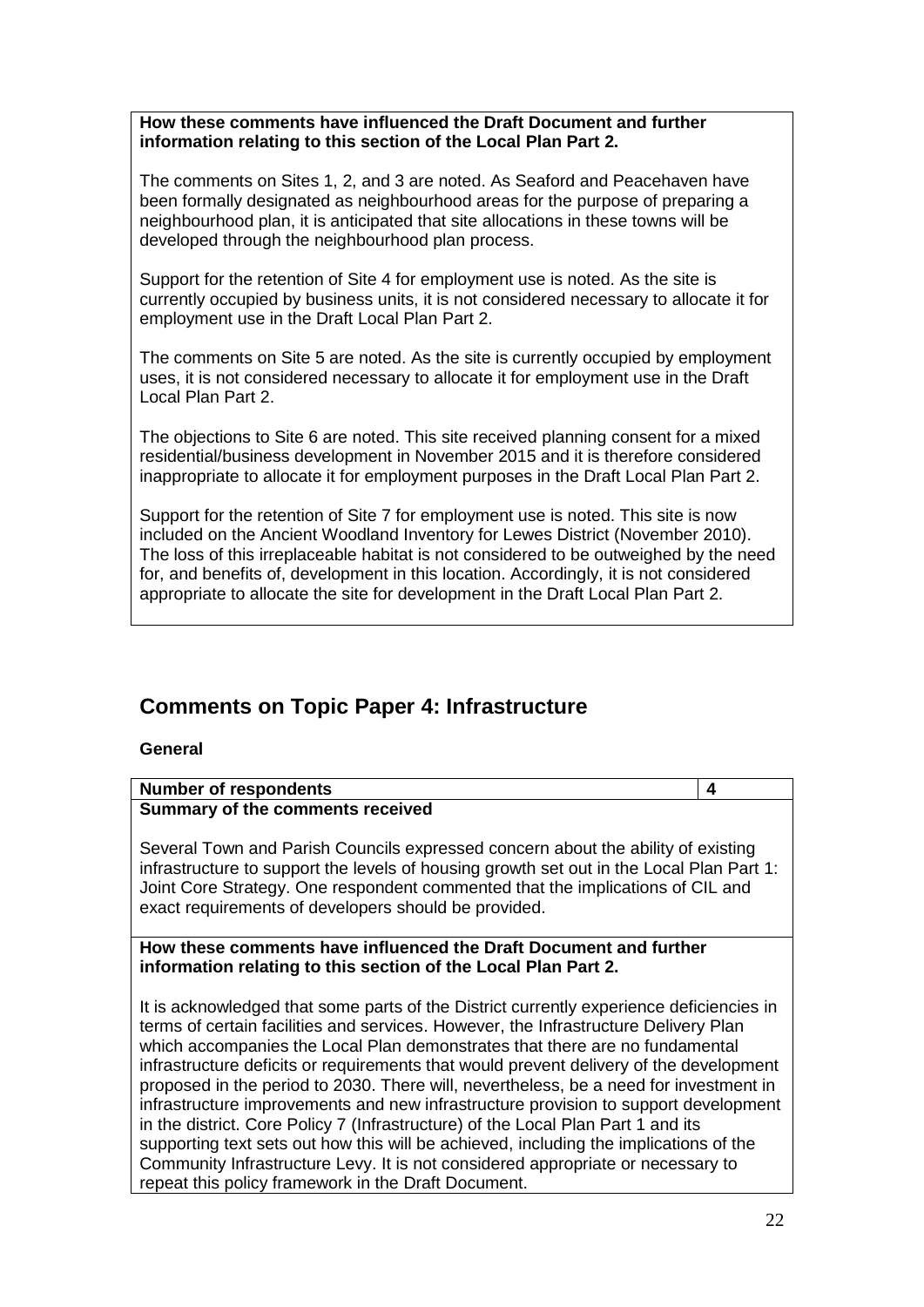**How these comments have influenced the Draft Document and further information relating to this section of the Local Plan Part 2.**

The comments on Sites 1, 2, and 3 are noted. As Seaford and Peacehaven have been formally designated as neighbourhood areas for the purpose of preparing a neighbourhood plan, it is anticipated that site allocations in these towns will be developed through the neighbourhood plan process.

Support for the retention of Site 4 for employment use is noted. As the site is currently occupied by business units, it is not considered necessary to allocate it for employment use in the Draft Local Plan Part 2.

The comments on Site 5 are noted. As the site is currently occupied by employment uses, it is not considered necessary to allocate it for employment use in the Draft Local Plan Part 2.

The objections to Site 6 are noted. This site received planning consent for a mixed residential/business development in November 2015 and it is therefore considered inappropriate to allocate it for employment purposes in the Draft Local Plan Part 2.

Support for the retention of Site 7 for employment use is noted. This site is now included on the Ancient Woodland Inventory for Lewes District (November 2010). The loss of this irreplaceable habitat is not considered to be outweighed by the need for, and benefits of, development in this location. Accordingly, it is not considered appropriate to allocate the site for development in the Draft Local Plan Part 2.

## Comments on Topic Paper 4: Infrastructure

**General**

| **Number of respondents** | **4** |
|---|---|

**Summary of the comments received**

Several Town and Parish Councils expressed concern about the ability of existing infrastructure to support the levels of housing growth set out in the Local Plan Part 1: Joint Core Strategy. One respondent commented that the implications of CIL and exact requirements of developers should be provided.

**How these comments have influenced the Draft Document and further information relating to this section of the Local Plan Part 2.**

It is acknowledged that some parts of the District currently experience deficiencies in terms of certain facilities and services. However, the Infrastructure Delivery Plan which accompanies the Local Plan demonstrates that there are no fundamental infrastructure deficits or requirements that would prevent delivery of the development proposed in the period to 2030. There will, nevertheless, be a need for investment in infrastructure improvements and new infrastructure provision to support development in the district. Core Policy 7 (Infrastructure) of the Local Plan Part 1 and its supporting text sets out how this will be achieved, including the implications of the Community Infrastructure Levy. It is not considered appropriate or necessary to repeat this policy framework in the Draft Document.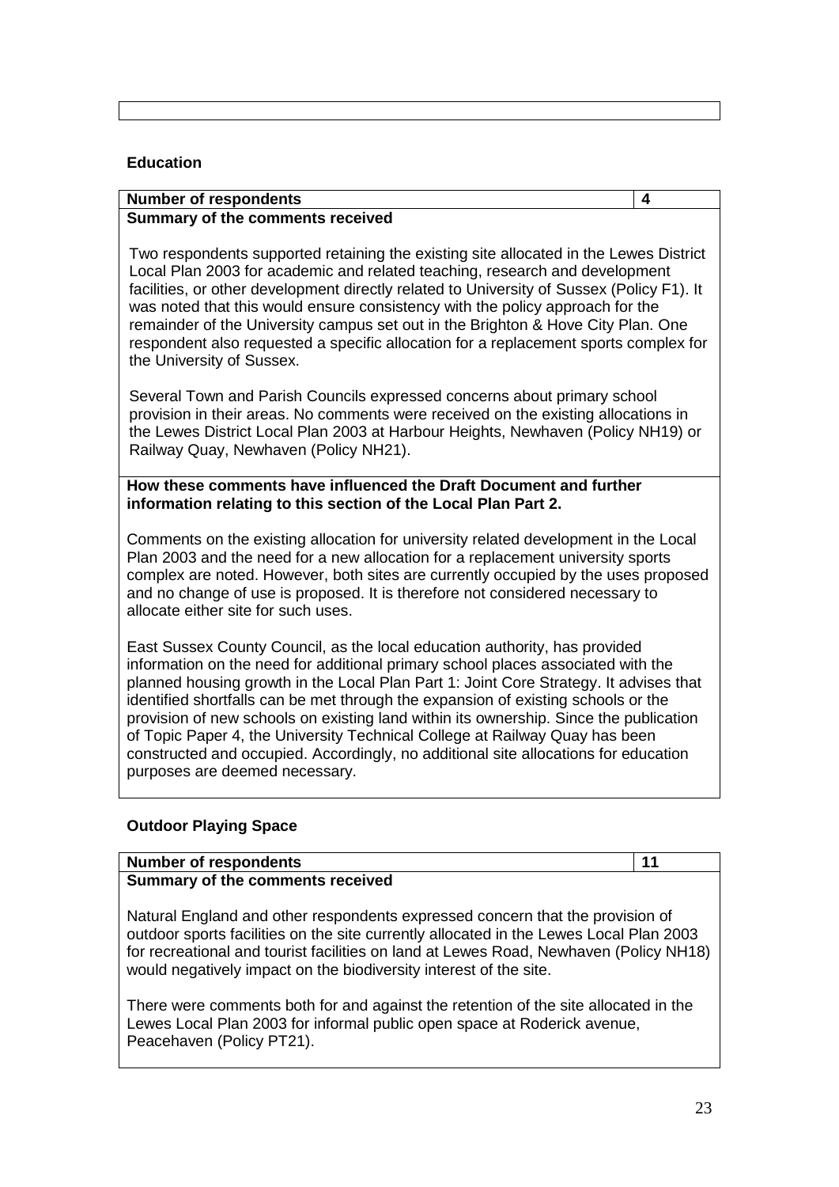### Education

| Number of respondents | 4 |
|---|---|
| **Summary of the comments received** | |

Two respondents supported retaining the existing site allocated in the Lewes District Local Plan 2003 for academic and related teaching, research and development facilities, or other development directly related to University of Sussex (Policy F1). It was noted that this would ensure consistency with the policy approach for the remainder of the University campus set out in the Brighton & Hove City Plan. One respondent also requested a specific allocation for a replacement sports complex for the University of Sussex.

Several Town and Parish Councils expressed concerns about primary school provision in their areas. No comments were received on the existing allocations in the Lewes District Local Plan 2003 at Harbour Heights, Newhaven (Policy NH19) or Railway Quay, Newhaven (Policy NH21).

**How these comments have influenced the Draft Document and further information relating to this section of the Local Plan Part 2.**

Comments on the existing allocation for university related development in the Local Plan 2003 and the need for a new allocation for a replacement university sports complex are noted. However, both sites are currently occupied by the uses proposed and no change of use is proposed. It is therefore not considered necessary to allocate either site for such uses.

East Sussex County Council, as the local education authority, has provided information on the need for additional primary school places associated with the planned housing growth in the Local Plan Part 1: Joint Core Strategy. It advises that identified shortfalls can be met through the expansion of existing schools or the provision of new schools on existing land within its ownership. Since the publication of Topic Paper 4, the University Technical College at Railway Quay has been constructed and occupied. Accordingly, no additional site allocations for education purposes are deemed necessary.

### Outdoor Playing Space

| Number of respondents | 11 |
|---|---|
| **Summary of the comments received** | |

Natural England and other respondents expressed concern that the provision of outdoor sports facilities on the site currently allocated in the Lewes Local Plan 2003 for recreational and tourist facilities on land at Lewes Road, Newhaven (Policy NH18) would negatively impact on the biodiversity interest of the site.

There were comments both for and against the retention of the site allocated in the Lewes Local Plan 2003 for informal public open space at Roderick avenue, Peacehaven (Policy PT21).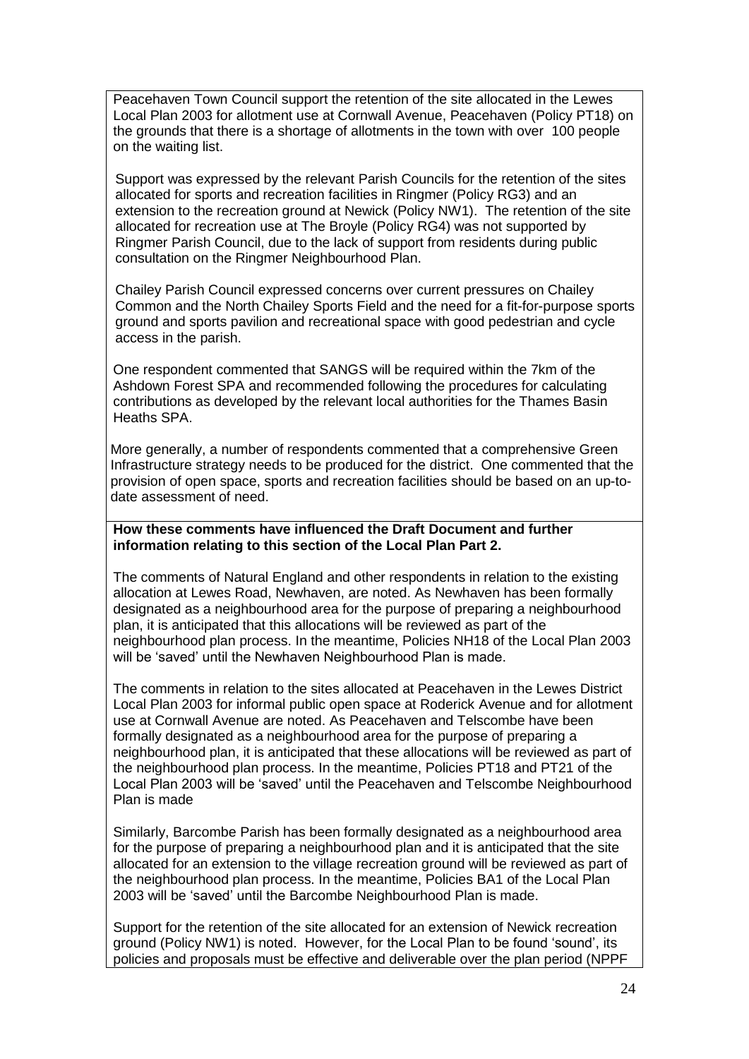Peacehaven Town Council support the retention of the site allocated in the Lewes Local Plan 2003 for allotment use at Cornwall Avenue, Peacehaven (Policy PT18) on the grounds that there is a shortage of allotments in the town with over 100 people on the waiting list.

Support was expressed by the relevant Parish Councils for the retention of the sites allocated for sports and recreation facilities in Ringmer (Policy RG3) and an extension to the recreation ground at Newick (Policy NW1). The retention of the site allocated for recreation use at The Broyle (Policy RG4) was not supported by Ringmer Parish Council, due to the lack of support from residents during public consultation on the Ringmer Neighbourhood Plan.

Chailey Parish Council expressed concerns over current pressures on Chailey Common and the North Chailey Sports Field and the need for a fit-for-purpose sports ground and sports pavilion and recreational space with good pedestrian and cycle access in the parish.

One respondent commented that SANGS will be required within the 7km of the Ashdown Forest SPA and recommended following the procedures for calculating contributions as developed by the relevant local authorities for the Thames Basin Heaths SPA.

More generally, a number of respondents commented that a comprehensive Green Infrastructure strategy needs to be produced for the district. One commented that the provision of open space, sports and recreation facilities should be based on an up-to-date assessment of need.

**How these comments have influenced the Draft Document and further information relating to this section of the Local Plan Part 2.**

The comments of Natural England and other respondents in relation to the existing allocation at Lewes Road, Newhaven, are noted. As Newhaven has been formally designated as a neighbourhood area for the purpose of preparing a neighbourhood plan, it is anticipated that this allocations will be reviewed as part of the neighbourhood plan process. In the meantime, Policies NH18 of the Local Plan 2003 will be 'saved' until the Newhaven Neighbourhood Plan is made.

The comments in relation to the sites allocated at Peacehaven in the Lewes District Local Plan 2003 for informal public open space at Roderick Avenue and for allotment use at Cornwall Avenue are noted. As Peacehaven and Telscombe have been formally designated as a neighbourhood area for the purpose of preparing a neighbourhood plan, it is anticipated that these allocations will be reviewed as part of the neighbourhood plan process. In the meantime, Policies PT18 and PT21 of the Local Plan 2003 will be 'saved' until the Peacehaven and Telscombe Neighbourhood Plan is made

Similarly, Barcombe Parish has been formally designated as a neighbourhood area for the purpose of preparing a neighbourhood plan and it is anticipated that the site allocated for an extension to the village recreation ground will be reviewed as part of the neighbourhood plan process. In the meantime, Policies BA1 of the Local Plan 2003 will be 'saved' until the Barcombe Neighbourhood Plan is made.

Support for the retention of the site allocated for an extension of Newick recreation ground (Policy NW1) is noted. However, for the Local Plan to be found 'sound', its policies and proposals must be effective and deliverable over the plan period (NPPF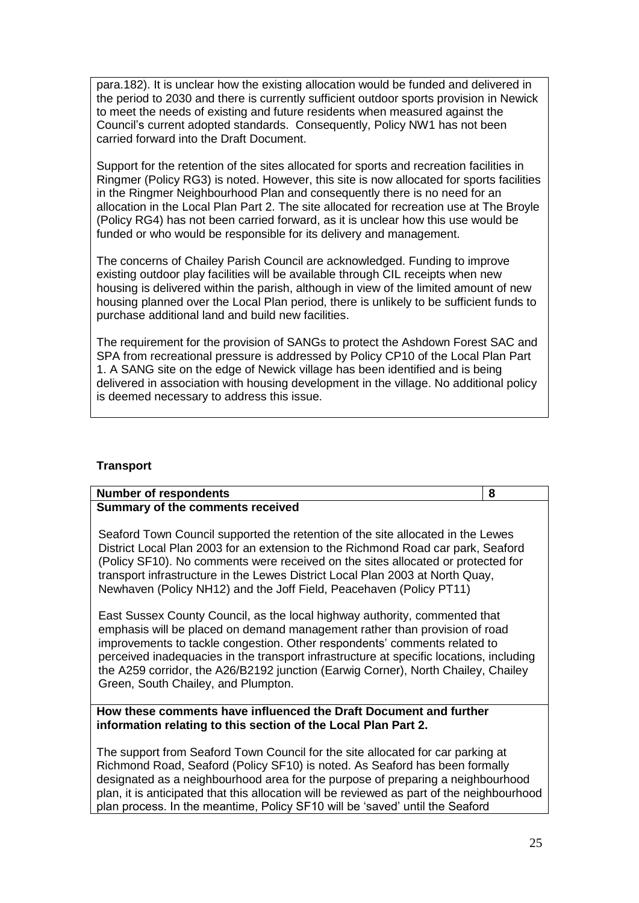para.182). It is unclear how the existing allocation would be funded and delivered in the period to 2030 and there is currently sufficient outdoor sports provision in Newick to meet the needs of existing and future residents when measured against the Council's current adopted standards. Consequently, Policy NW1 has not been carried forward into the Draft Document.

Support for the retention of the sites allocated for sports and recreation facilities in Ringmer (Policy RG3) is noted. However, this site is now allocated for sports facilities in the Ringmer Neighbourhood Plan and consequently there is no need for an allocation in the Local Plan Part 2. The site allocated for recreation use at The Broyle (Policy RG4) has not been carried forward, as it is unclear how this use would be funded or who would be responsible for its delivery and management.

The concerns of Chailey Parish Council are acknowledged. Funding to improve existing outdoor play facilities will be available through CIL receipts when new housing is delivered within the parish, although in view of the limited amount of new housing planned over the Local Plan period, there is unlikely to be sufficient funds to purchase additional land and build new facilities.

The requirement for the provision of SANGs to protect the Ashdown Forest SAC and SPA from recreational pressure is addressed by Policy CP10 of the Local Plan Part 1. A SANG site on the edge of Newick village has been identified and is being delivered in association with housing development in the village. No additional policy is deemed necessary to address this issue.

### Transport

| **Number of respondents** | **8** |
|---|---|
| **Summary of the comments received**<br><br>Seaford Town Council supported the retention of the site allocated in the Lewes District Local Plan 2003 for an extension to the Richmond Road car park, Seaford (Policy SF10). No comments were received on the sites allocated or protected for transport infrastructure in the Lewes District Local Plan 2003 at North Quay, Newhaven (Policy NH12) and the Joff Field, Peacehaven (Policy PT11)<br><br>East Sussex County Council, as the local highway authority, commented that emphasis will be placed on demand management rather than provision of road improvements to tackle congestion. Other respondents' comments related to perceived inadequacies in the transport infrastructure at specific locations, including the A259 corridor, the A26/B2192 junction (Earwig Corner), North Chailey, Chailey Green, South Chailey, and Plumpton. | |
| **How these comments have influenced the Draft Document and further information relating to this section of the Local Plan Part 2.**<br><br>The support from Seaford Town Council for the site allocated for car parking at Richmond Road, Seaford (Policy SF10) is noted. As Seaford has been formally designated as a neighbourhood area for the purpose of preparing a neighbourhood plan, it is anticipated that this allocation will be reviewed as part of the neighbourhood plan process. In the meantime, Policy SF10 will be 'saved' until the Seaford | |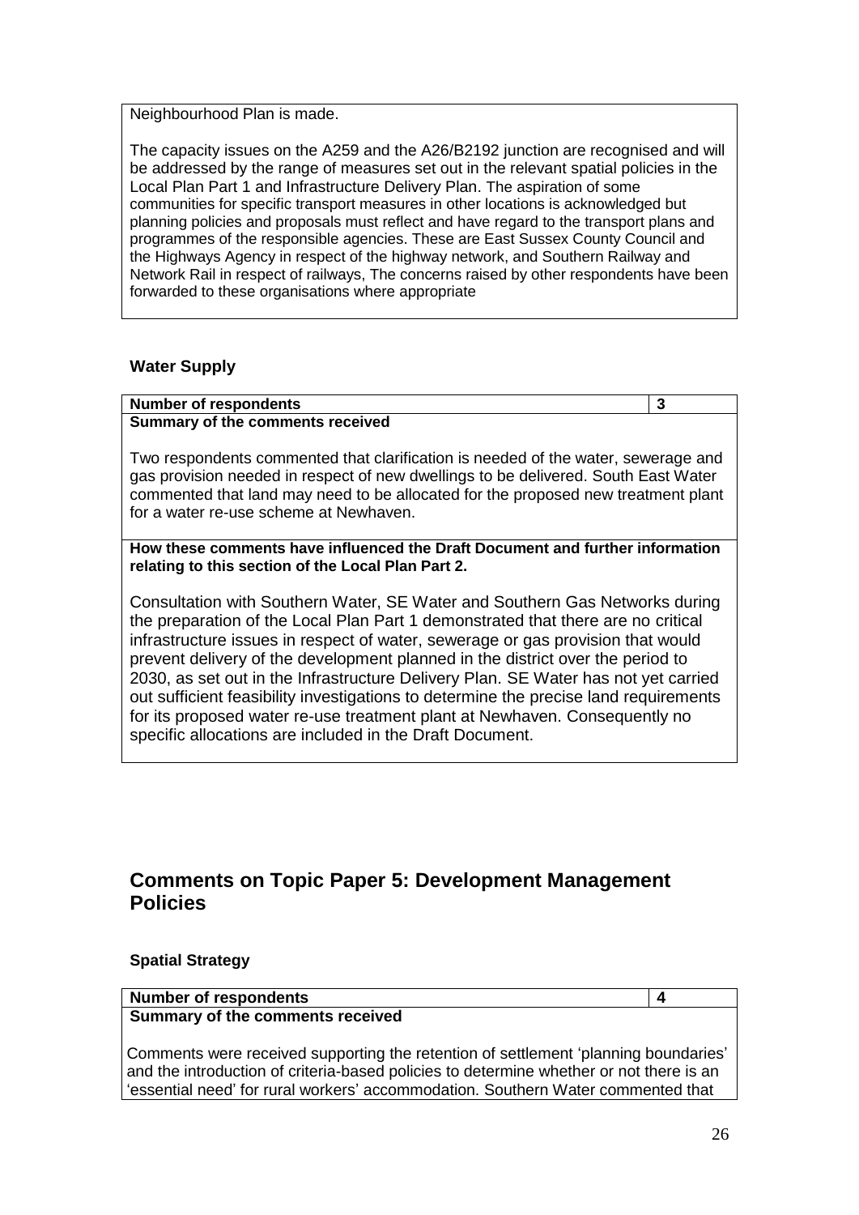Neighbourhood Plan is made.

The capacity issues on the A259 and the A26/B2192 junction are recognised and will be addressed by the range of measures set out in the relevant spatial policies in the Local Plan Part 1 and Infrastructure Delivery Plan. The aspiration of some communities for specific transport measures in other locations is acknowledged but planning policies and proposals must reflect and have regard to the transport plans and programmes of the responsible agencies. These are East Sussex County Council and the Highways Agency in respect of the highway network, and Southern Railway and Network Rail in respect of railways, The concerns raised by other respondents have been forwarded to these organisations where appropriate

### Water Supply

| **Number of respondents** | **3** |
|---|---|
| **Summary of the comments received**<br><br>Two respondents commented that clarification is needed of the water, sewerage and gas provision needed in respect of new dwellings to be delivered. South East Water commented that land may need to be allocated for the proposed new treatment plant for a water re-use scheme at Newhaven. | |
| **How these comments have influenced the Draft Document and further information relating to this section of the Local Plan Part 2.**<br><br>Consultation with Southern Water, SE Water and Southern Gas Networks during the preparation of the Local Plan Part 1 demonstrated that there are no critical infrastructure issues in respect of water, sewerage or gas provision that would prevent delivery of the development planned in the district over the period to 2030, as set out in the Infrastructure Delivery Plan. SE Water has not yet carried out sufficient feasibility investigations to determine the precise land requirements for its proposed water re-use treatment plant at Newhaven. Consequently no specific allocations are included in the Draft Document. | |

## Comments on Topic Paper 5: Development Management Policies

### Spatial Strategy

| **Number of respondents** | **4** |
|---|---|
| **Summary of the comments received**<br><br>Comments were received supporting the retention of settlement 'planning boundaries' and the introduction of criteria-based policies to determine whether or not there is an 'essential need' for rural workers' accommodation. Southern Water commented that | |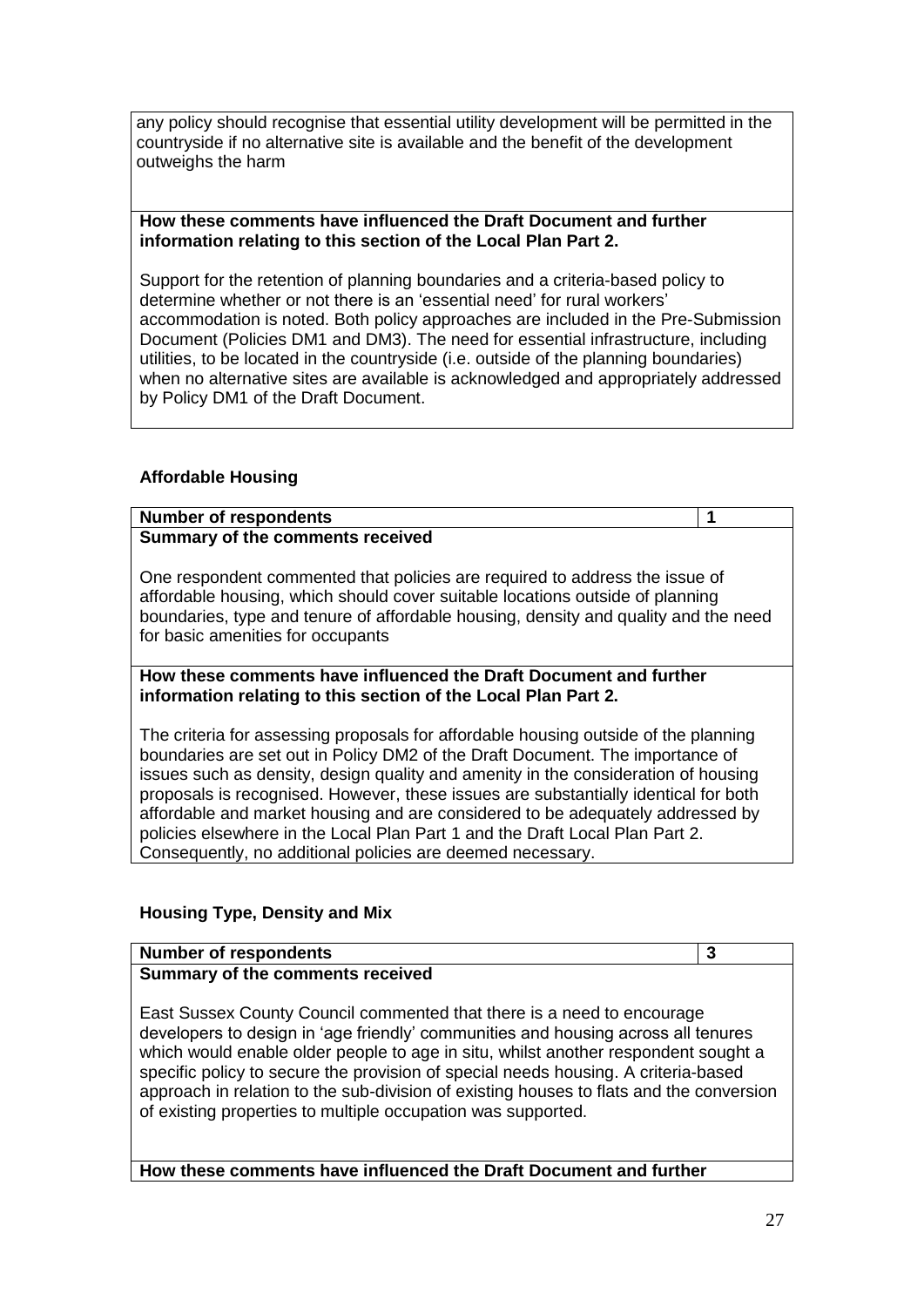any policy should recognise that essential utility development will be permitted in the countryside if no alternative site is available and the benefit of the development outweighs the harm

**How these comments have influenced the Draft Document and further information relating to this section of the Local Plan Part 2.**

Support for the retention of planning boundaries and a criteria-based policy to determine whether or not there is an 'essential need' for rural workers' accommodation is noted. Both policy approaches are included in the Pre-Submission Document (Policies DM1 and DM3). The need for essential infrastructure, including utilities, to be located in the countryside (i.e. outside of the planning boundaries) when no alternative sites are available is acknowledged and appropriately addressed by Policy DM1 of the Draft Document.

### Affordable Housing

| **Number of respondents** | **1** |
|---|---|

**Summary of the comments received**

One respondent commented that policies are required to address the issue of affordable housing, which should cover suitable locations outside of planning boundaries, type and tenure of affordable housing, density and quality and the need for basic amenities for occupants

**How these comments have influenced the Draft Document and further information relating to this section of the Local Plan Part 2.**

The criteria for assessing proposals for affordable housing outside of the planning boundaries are set out in Policy DM2 of the Draft Document. The importance of issues such as density, design quality and amenity in the consideration of housing proposals is recognised. However, these issues are substantially identical for both affordable and market housing and are considered to be adequately addressed by policies elsewhere in the Local Plan Part 1 and the Draft Local Plan Part 2. Consequently, no additional policies are deemed necessary.

### Housing Type, Density and Mix

| **Number of respondents** | **3** |
|---|---|

**Summary of the comments received**

East Sussex County Council commented that there is a need to encourage developers to design in 'age friendly' communities and housing across all tenures which would enable older people to age in situ, whilst another respondent sought a specific policy to secure the provision of special needs housing. A criteria-based approach in relation to the sub-division of existing houses to flats and the conversion of existing properties to multiple occupation was supported.

**How these comments have influenced the Draft Document and further**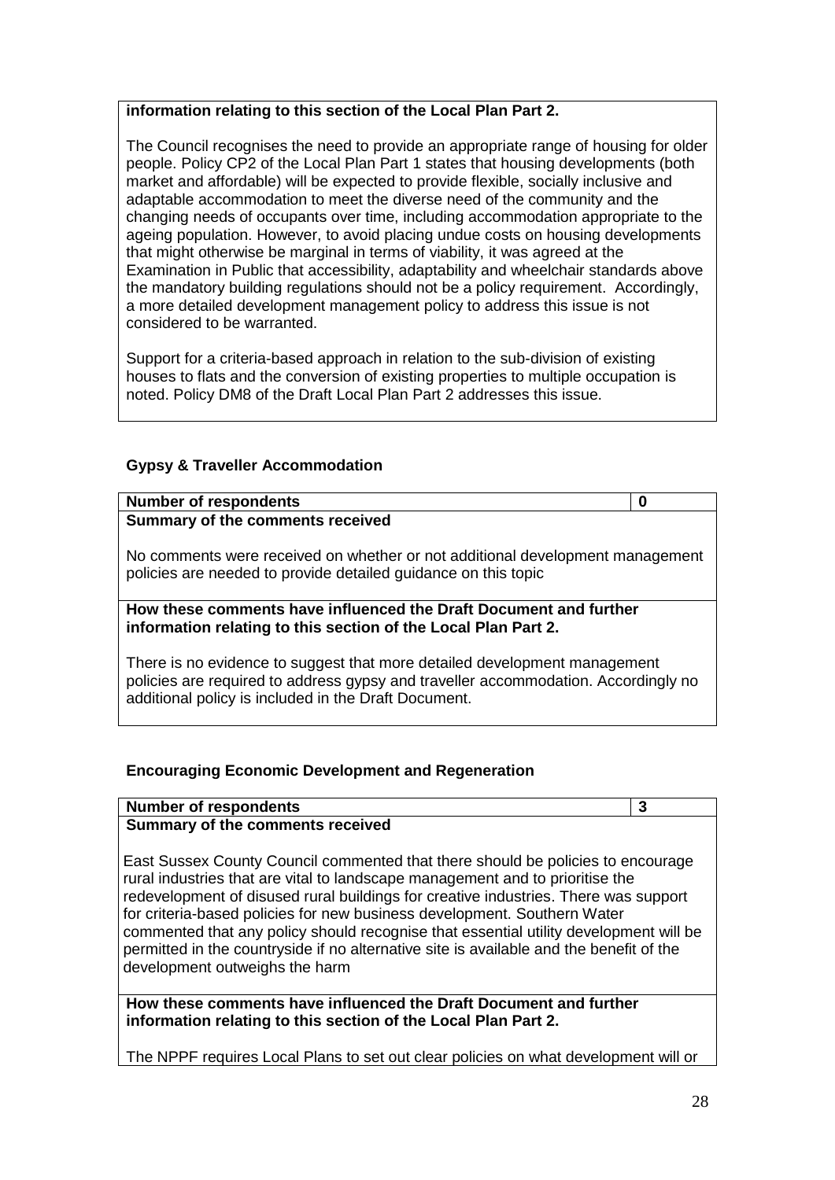**information relating to this section of the Local Plan Part 2.**

The Council recognises the need to provide an appropriate range of housing for older people. Policy CP2 of the Local Plan Part 1 states that housing developments (both market and affordable) will be expected to provide flexible, socially inclusive and adaptable accommodation to meet the diverse need of the community and the changing needs of occupants over time, including accommodation appropriate to the ageing population. However, to avoid placing undue costs on housing developments that might otherwise be marginal in terms of viability, it was agreed at the Examination in Public that accessibility, adaptability and wheelchair standards above the mandatory building regulations should not be a policy requirement. Accordingly, a more detailed development management policy to address this issue is not considered to be warranted.

Support for a criteria-based approach in relation to the sub-division of existing houses to flats and the conversion of existing properties to multiple occupation is noted. Policy DM8 of the Draft Local Plan Part 2 addresses this issue.

### Gypsy & Traveller Accommodation

| **Number of respondents** | **0** |
|---|---|
| **Summary of the comments received**<br><br>No comments were received on whether or not additional development management policies are needed to provide detailed guidance on this topic | |
| **How these comments have influenced the Draft Document and further information relating to this section of the Local Plan Part 2.**<br><br>There is no evidence to suggest that more detailed development management policies are required to address gypsy and traveller accommodation. Accordingly no additional policy is included in the Draft Document. | |

### Encouraging Economic Development and Regeneration

| **Number of respondents** | **3** |
|---|---|
| **Summary of the comments received**<br><br>East Sussex County Council commented that there should be policies to encourage rural industries that are vital to landscape management and to prioritise the redevelopment of disused rural buildings for creative industries. There was support for criteria-based policies for new business development. Southern Water commented that any policy should recognise that essential utility development will be permitted in the countryside if no alternative site is available and the benefit of the development outweighs the harm | |
| **How these comments have influenced the Draft Document and further information relating to this section of the Local Plan Part 2.**<br><br>The NPPF requires Local Plans to set out clear policies on what development will or | |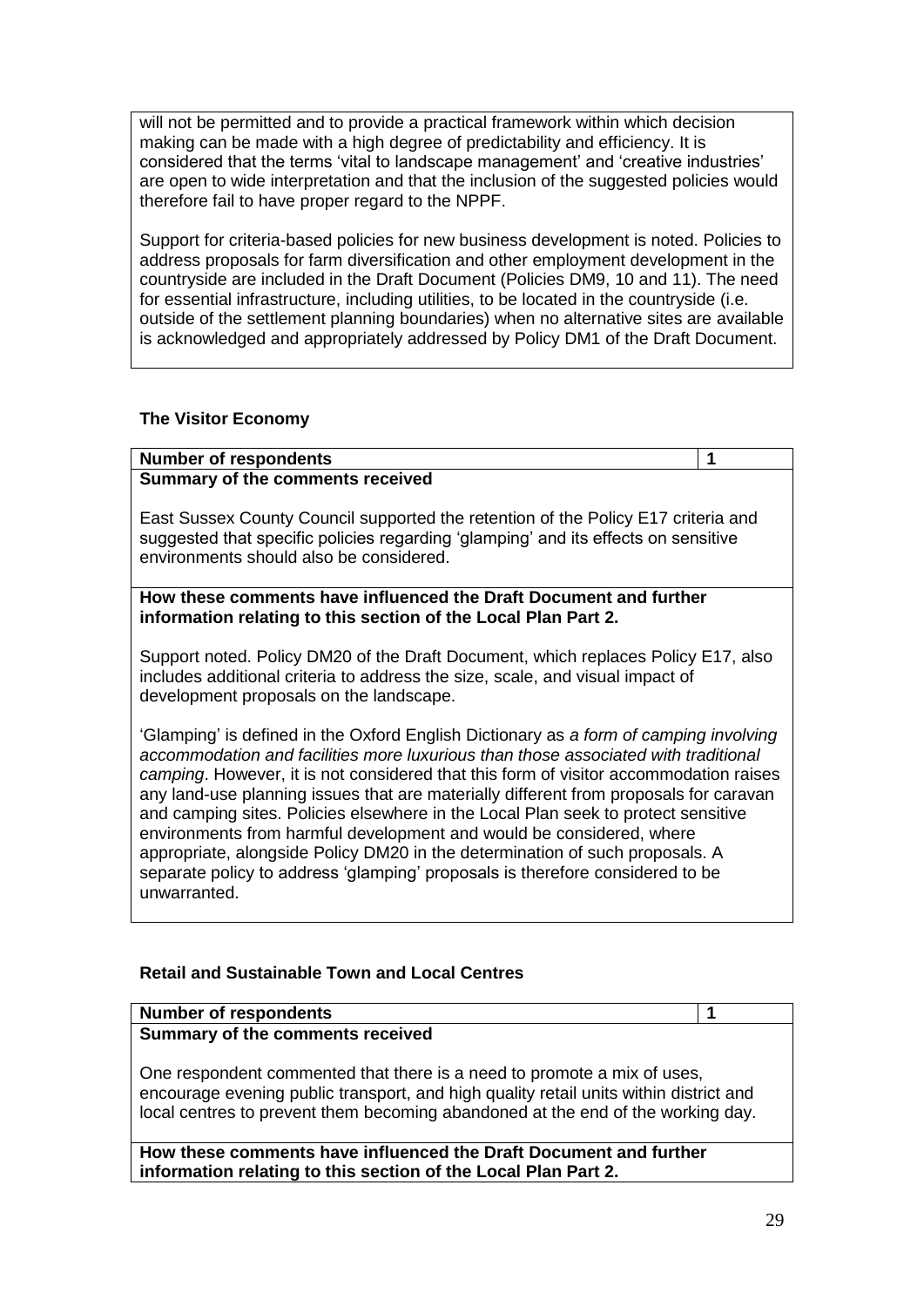will not be permitted and to provide a practical framework within which decision making can be made with a high degree of predictability and efficiency. It is considered that the terms 'vital to landscape management' and 'creative industries' are open to wide interpretation and that the inclusion of the suggested policies would therefore fail to have proper regard to the NPPF.

Support for criteria-based policies for new business development is noted. Policies to address proposals for farm diversification and other employment development in the countryside are included in the Draft Document (Policies DM9, 10 and 11). The need for essential infrastructure, including utilities, to be located in the countryside (i.e. outside of the settlement planning boundaries) when no alternative sites are available is acknowledged and appropriately addressed by Policy DM1 of the Draft Document.

### The Visitor Economy

| **Number of respondents** | **1** |
|---|---|
| **Summary of the comments received** | |
| East Sussex County Council supported the retention of the Policy E17 criteria and suggested that specific policies regarding 'glamping' and its effects on sensitive environments should also be considered. | |
| **How these comments have influenced the Draft Document and further information relating to this section of the Local Plan Part 2.** | |
| Support noted. Policy DM20 of the Draft Document, which replaces Policy E17, also includes additional criteria to address the size, scale, and visual impact of development proposals on the landscape.<br><br>'Glamping' is defined in the Oxford English Dictionary as *a form of camping involving accommodation and facilities more luxurious than those associated with traditional camping*. However, it is not considered that this form of visitor accommodation raises any land-use planning issues that are materially different from proposals for caravan and camping sites. Policies elsewhere in the Local Plan seek to protect sensitive environments from harmful development and would be considered, where appropriate, alongside Policy DM20 in the determination of such proposals. A separate policy to address 'glamping' proposals is therefore considered to be unwarranted. | |

### Retail and Sustainable Town and Local Centres

| **Number of respondents** | **1** |
|---|---|
| **Summary of the comments received** | |
| One respondent commented that there is a need to promote a mix of uses, encourage evening public transport, and high quality retail units within district and local centres to prevent them becoming abandoned at the end of the working day. | |
| **How these comments have influenced the Draft Document and further information relating to this section of the Local Plan Part 2.** | |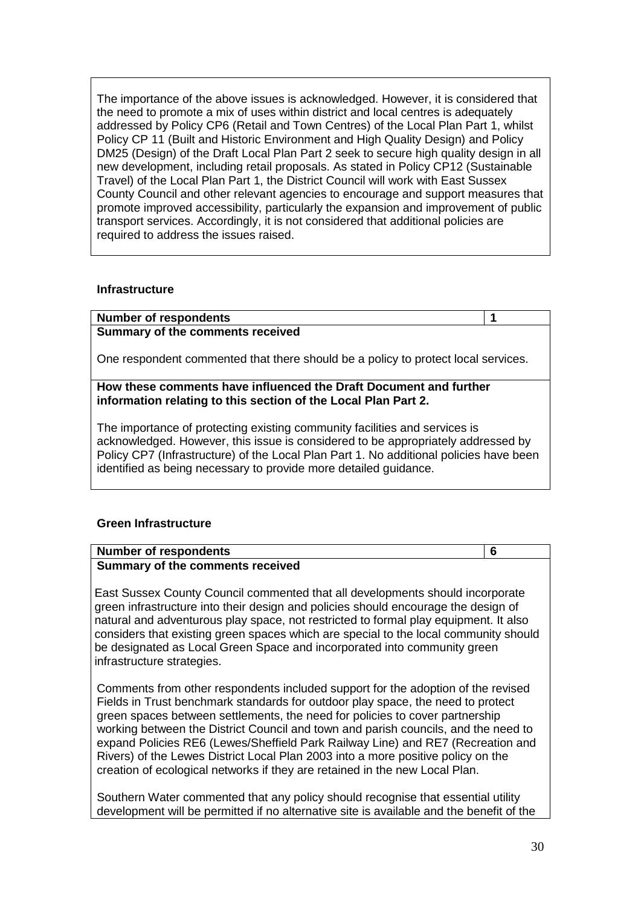The importance of the above issues is acknowledged. However, it is considered that the need to promote a mix of uses within district and local centres is adequately addressed by Policy CP6 (Retail and Town Centres) of the Local Plan Part 1, whilst Policy CP 11 (Built and Historic Environment and High Quality Design) and Policy DM25 (Design) of the Draft Local Plan Part 2 seek to secure high quality design in all new development, including retail proposals. As stated in Policy CP12 (Sustainable Travel) of the Local Plan Part 1, the District Council will work with East Sussex County Council and other relevant agencies to encourage and support measures that promote improved accessibility, particularly the expansion and improvement of public transport services. Accordingly, it is not considered that additional policies are required to address the issues raised.

### Infrastructure

| **Number of respondents** | **1** |
|---|---|
| **Summary of the comments received**<br><br>One respondent commented that there should be a policy to protect local services. | |
| **How these comments have influenced the Draft Document and further information relating to this section of the Local Plan Part 2.**<br><br>The importance of protecting existing community facilities and services is acknowledged. However, this issue is considered to be appropriately addressed by Policy CP7 (Infrastructure) of the Local Plan Part 1. No additional policies have been identified as being necessary to provide more detailed guidance. | |

### Green Infrastructure

| **Number of respondents** | **6** |
|---|---|
| **Summary of the comments received**<br><br>East Sussex County Council commented that all developments should incorporate green infrastructure into their design and policies should encourage the design of natural and adventurous play space, not restricted to formal play equipment. It also considers that existing green spaces which are special to the local community should be designated as Local Green Space and incorporated into community green infrastructure strategies.<br><br>Comments from other respondents included support for the adoption of the revised Fields in Trust benchmark standards for outdoor play space, the need to protect green spaces between settlements, the need for policies to cover partnership working between the District Council and town and parish councils, and the need to expand Policies RE6 (Lewes/Sheffield Park Railway Line) and RE7 (Recreation and Rivers) of the Lewes District Local Plan 2003 into a more positive policy on the creation of ecological networks if they are retained in the new Local Plan.<br><br>Southern Water commented that any policy should recognise that essential utility development will be permitted if no alternative site is available and the benefit of the | |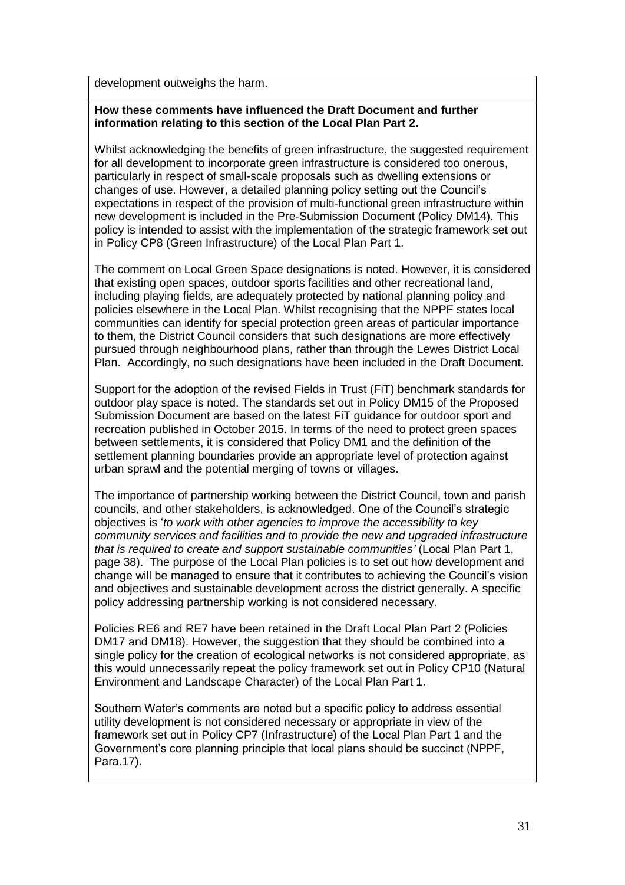development outweighs the harm.

**How these comments have influenced the Draft Document and further information relating to this section of the Local Plan Part 2.**

Whilst acknowledging the benefits of green infrastructure, the suggested requirement for all development to incorporate green infrastructure is considered too onerous, particularly in respect of small-scale proposals such as dwelling extensions or changes of use. However, a detailed planning policy setting out the Council's expectations in respect of the provision of multi-functional green infrastructure within new development is included in the Pre-Submission Document (Policy DM14). This policy is intended to assist with the implementation of the strategic framework set out in Policy CP8 (Green Infrastructure) of the Local Plan Part 1.

The comment on Local Green Space designations is noted. However, it is considered that existing open spaces, outdoor sports facilities and other recreational land, including playing fields, are adequately protected by national planning policy and policies elsewhere in the Local Plan. Whilst recognising that the NPPF states local communities can identify for special protection green areas of particular importance to them, the District Council considers that such designations are more effectively pursued through neighbourhood plans, rather than through the Lewes District Local Plan. Accordingly, no such designations have been included in the Draft Document.

Support for the adoption of the revised Fields in Trust (FiT) benchmark standards for outdoor play space is noted. The standards set out in Policy DM15 of the Proposed Submission Document are based on the latest FiT guidance for outdoor sport and recreation published in October 2015. In terms of the need to protect green spaces between settlements, it is considered that Policy DM1 and the definition of the settlement planning boundaries provide an appropriate level of protection against urban sprawl and the potential merging of towns or villages.

The importance of partnership working between the District Council, town and parish councils, and other stakeholders, is acknowledged. One of the Council's strategic objectives is '*to work with other agencies to improve the accessibility to key community services and facilities and to provide the new and upgraded infrastructure that is required to create and support sustainable communities'* (Local Plan Part 1, page 38). The purpose of the Local Plan policies is to set out how development and change will be managed to ensure that it contributes to achieving the Council's vision and objectives and sustainable development across the district generally. A specific policy addressing partnership working is not considered necessary.

Policies RE6 and RE7 have been retained in the Draft Local Plan Part 2 (Policies DM17 and DM18). However, the suggestion that they should be combined into a single policy for the creation of ecological networks is not considered appropriate, as this would unnecessarily repeat the policy framework set out in Policy CP10 (Natural Environment and Landscape Character) of the Local Plan Part 1.

Southern Water's comments are noted but a specific policy to address essential utility development is not considered necessary or appropriate in view of the framework set out in Policy CP7 (Infrastructure) of the Local Plan Part 1 and the Government's core planning principle that local plans should be succinct (NPPF, Para.17).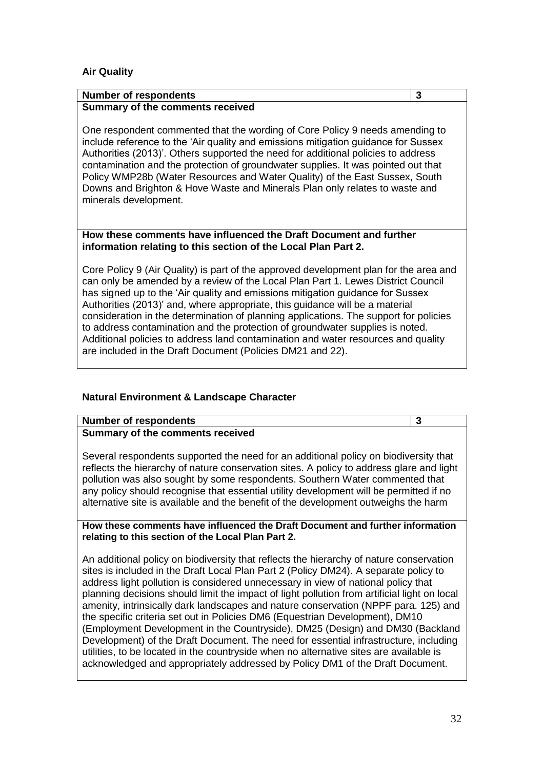## Air Quality

| **Number of respondents** | **3** |
|---|---|
| **Summary of the comments received** | |
| One respondent commented that the wording of Core Policy 9 needs amending to include reference to the 'Air quality and emissions mitigation guidance for Sussex Authorities (2013)'. Others supported the need for additional policies to address contamination and the protection of groundwater supplies. It was pointed out that Policy WMP28b (Water Resources and Water Quality) of the East Sussex, South Downs and Brighton & Hove Waste and Minerals Plan only relates to waste and minerals development. | |
| **How these comments have influenced the Draft Document and further information relating to this section of the Local Plan Part 2.** | |
| Core Policy 9 (Air Quality) is part of the approved development plan for the area and can only be amended by a review of the Local Plan Part 1. Lewes District Council has signed up to the 'Air quality and emissions mitigation guidance for Sussex Authorities (2013)' and, where appropriate, this guidance will be a material consideration in the determination of planning applications. The support for policies to address contamination and the protection of groundwater supplies is noted. Additional policies to address land contamination and water resources and quality are included in the Draft Document (Policies DM21 and 22). | |

## Natural Environment & Landscape Character

| **Number of respondents** | **3** |
|---|---|
| **Summary of the comments received** | |
| Several respondents supported the need for an additional policy on biodiversity that reflects the hierarchy of nature conservation sites. A policy to address glare and light pollution was also sought by some respondents. Southern Water commented that any policy should recognise that essential utility development will be permitted if no alternative site is available and the benefit of the development outweighs the harm | |
| **How these comments have influenced the Draft Document and further information relating to this section of the Local Plan Part 2.** | |
| An additional policy on biodiversity that reflects the hierarchy of nature conservation sites is included in the Draft Local Plan Part 2 (Policy DM24). A separate policy to address light pollution is considered unnecessary in view of national policy that planning decisions should limit the impact of light pollution from artificial light on local amenity, intrinsically dark landscapes and nature conservation (NPPF para. 125) and the specific criteria set out in Policies DM6 (Equestrian Development), DM10 (Employment Development in the Countryside), DM25 (Design) and DM30 (Backland Development) of the Draft Document. The need for essential infrastructure, including utilities, to be located in the countryside when no alternative sites are available is acknowledged and appropriately addressed by Policy DM1 of the Draft Document. | |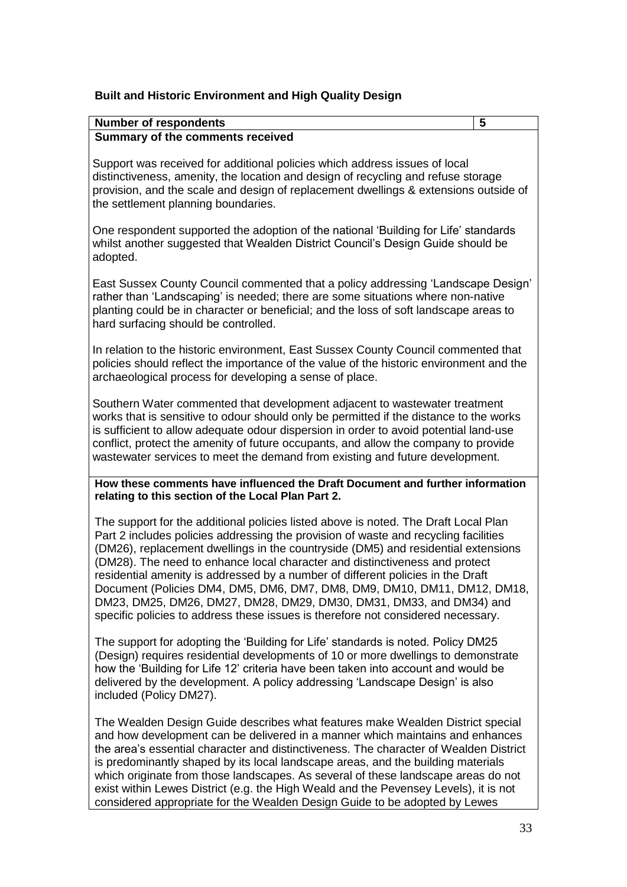**Built and Historic Environment and High Quality Design**

| **Number of respondents** | **5** |
|---|---|
| **Summary of the comments received** | |

Support was received for additional policies which address issues of local distinctiveness, amenity, the location and design of recycling and refuse storage provision, and the scale and design of replacement dwellings & extensions outside of the settlement planning boundaries.

One respondent supported the adoption of the national 'Building for Life' standards whilst another suggested that Wealden District Council's Design Guide should be adopted.

East Sussex County Council commented that a policy addressing 'Landscape Design' rather than 'Landscaping' is needed; there are some situations where non-native planting could be in character or beneficial; and the loss of soft landscape areas to hard surfacing should be controlled.

In relation to the historic environment, East Sussex County Council commented that policies should reflect the importance of the value of the historic environment and the archaeological process for developing a sense of place.

Southern Water commented that development adjacent to wastewater treatment works that is sensitive to odour should only be permitted if the distance to the works is sufficient to allow adequate odour dispersion in order to avoid potential land-use conflict, protect the amenity of future occupants, and allow the company to provide wastewater services to meet the demand from existing and future development.

**How these comments have influenced the Draft Document and further information relating to this section of the Local Plan Part 2.**

The support for the additional policies listed above is noted. The Draft Local Plan Part 2 includes policies addressing the provision of waste and recycling facilities (DM26), replacement dwellings in the countryside (DM5) and residential extensions (DM28). The need to enhance local character and distinctiveness and protect residential amenity is addressed by a number of different policies in the Draft Document (Policies DM4, DM5, DM6, DM7, DM8, DM9, DM10, DM11, DM12, DM18, DM23, DM25, DM26, DM27, DM28, DM29, DM30, DM31, DM33, and DM34) and specific policies to address these issues is therefore not considered necessary.

The support for adopting the 'Building for Life' standards is noted. Policy DM25 (Design) requires residential developments of 10 or more dwellings to demonstrate how the 'Building for Life 12' criteria have been taken into account and would be delivered by the development. A policy addressing 'Landscape Design' is also included (Policy DM27).

The Wealden Design Guide describes what features make Wealden District special and how development can be delivered in a manner which maintains and enhances the area's essential character and distinctiveness. The character of Wealden District is predominantly shaped by its local landscape areas, and the building materials which originate from those landscapes. As several of these landscape areas do not exist within Lewes District (e.g. the High Weald and the Pevensey Levels), it is not considered appropriate for the Wealden Design Guide to be adopted by Lewes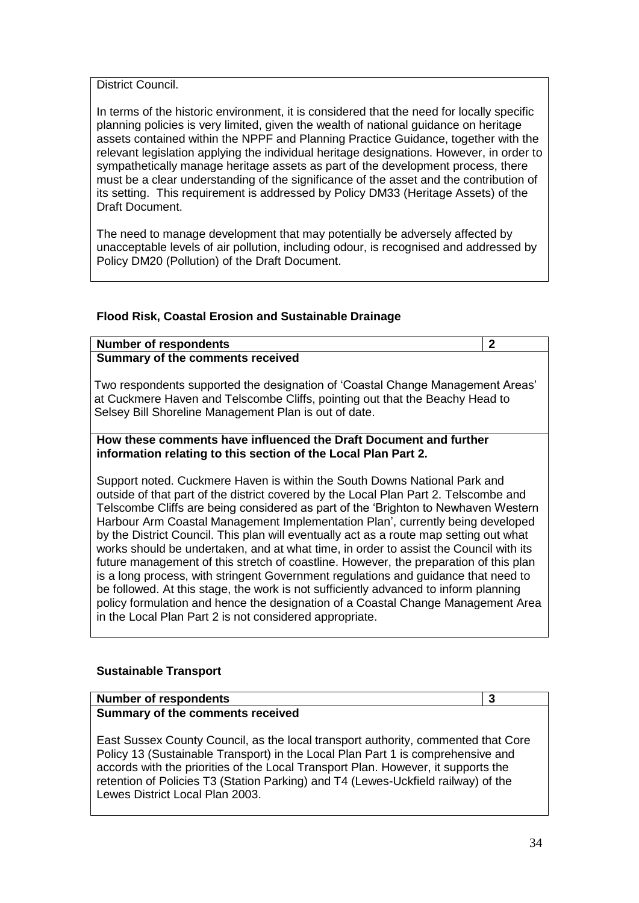District Council.

In terms of the historic environment, it is considered that the need for locally specific planning policies is very limited, given the wealth of national guidance on heritage assets contained within the NPPF and Planning Practice Guidance, together with the relevant legislation applying the individual heritage designations. However, in order to sympathetically manage heritage assets as part of the development process, there must be a clear understanding of the significance of the asset and the contribution of its setting. This requirement is addressed by Policy DM33 (Heritage Assets) of the Draft Document.

The need to manage development that may potentially be adversely affected by unacceptable levels of air pollution, including odour, is recognised and addressed by Policy DM20 (Pollution) of the Draft Document.

### Flood Risk, Coastal Erosion and Sustainable Drainage

| **Number of respondents** | **2** |
|---|---|
| **Summary of the comments received**<br><br>Two respondents supported the designation of 'Coastal Change Management Areas' at Cuckmere Haven and Telscombe Cliffs, pointing out that the Beachy Head to Selsey Bill Shoreline Management Plan is out of date. | |
| **How these comments have influenced the Draft Document and further information relating to this section of the Local Plan Part 2.**<br><br>Support noted. Cuckmere Haven is within the South Downs National Park and outside of that part of the district covered by the Local Plan Part 2. Telscombe and Telscombe Cliffs are being considered as part of the 'Brighton to Newhaven Western Harbour Arm Coastal Management Implementation Plan', currently being developed by the District Council. This plan will eventually act as a route map setting out what works should be undertaken, and at what time, in order to assist the Council with its future management of this stretch of coastline. However, the preparation of this plan is a long process, with stringent Government regulations and guidance that need to be followed. At this stage, the work is not sufficiently advanced to inform planning policy formulation and hence the designation of a Coastal Change Management Area in the Local Plan Part 2 is not considered appropriate. | |

### Sustainable Transport

| **Number of respondents** | **3** |
|---|---|
| **Summary of the comments received**<br><br>East Sussex County Council, as the local transport authority, commented that Core Policy 13 (Sustainable Transport) in the Local Plan Part 1 is comprehensive and accords with the priorities of the Local Transport Plan. However, it supports the retention of Policies T3 (Station Parking) and T4 (Lewes-Uckfield railway) of the Lewes District Local Plan 2003. | |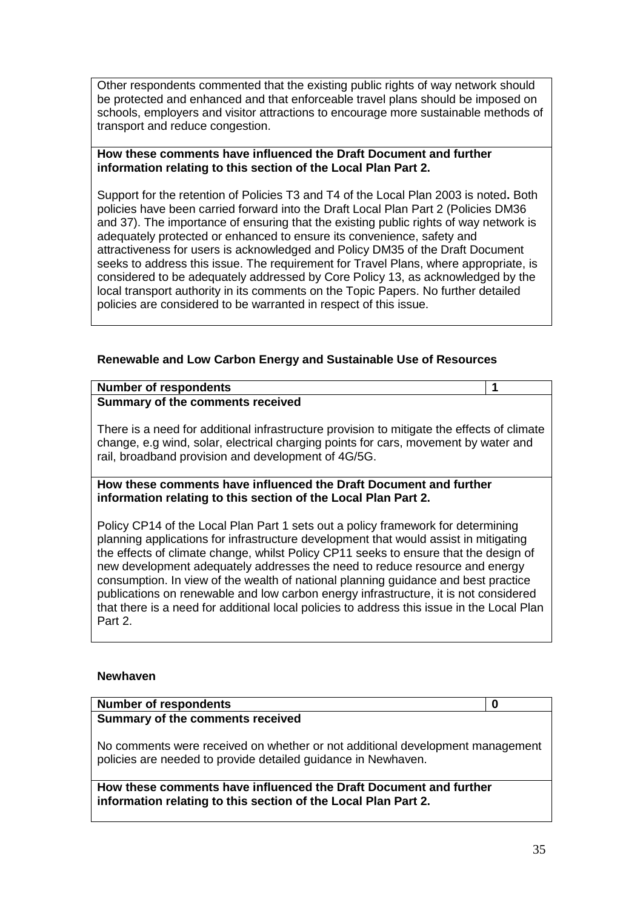Other respondents commented that the existing public rights of way network should be protected and enhanced and that enforceable travel plans should be imposed on schools, employers and visitor attractions to encourage more sustainable methods of transport and reduce congestion.

**How these comments have influenced the Draft Document and further information relating to this section of the Local Plan Part 2.**

Support for the retention of Policies T3 and T4 of the Local Plan 2003 is noted**.** Both policies have been carried forward into the Draft Local Plan Part 2 (Policies DM36 and 37). The importance of ensuring that the existing public rights of way network is adequately protected or enhanced to ensure its convenience, safety and attractiveness for users is acknowledged and Policy DM35 of the Draft Document seeks to address this issue. The requirement for Travel Plans, where appropriate, is considered to be adequately addressed by Core Policy 13, as acknowledged by the local transport authority in its comments on the Topic Papers. No further detailed policies are considered to be warranted in respect of this issue.

### Renewable and Low Carbon Energy and Sustainable Use of Resources

| **Number of respondents** | **1** |
| --- | --- |

**Summary of the comments received**

There is a need for additional infrastructure provision to mitigate the effects of climate change, e.g wind, solar, electrical charging points for cars, movement by water and rail, broadband provision and development of 4G/5G.

**How these comments have influenced the Draft Document and further information relating to this section of the Local Plan Part 2.**

Policy CP14 of the Local Plan Part 1 sets out a policy framework for determining planning applications for infrastructure development that would assist in mitigating the effects of climate change, whilst Policy CP11 seeks to ensure that the design of new development adequately addresses the need to reduce resource and energy consumption. In view of the wealth of national planning guidance and best practice publications on renewable and low carbon energy infrastructure, it is not considered that there is a need for additional local policies to address this issue in the Local Plan Part 2.

### Newhaven

| **Number of respondents** | **0** |
| --- | --- |

**Summary of the comments received**

No comments were received on whether or not additional development management policies are needed to provide detailed guidance in Newhaven.

**How these comments have influenced the Draft Document and further information relating to this section of the Local Plan Part 2.**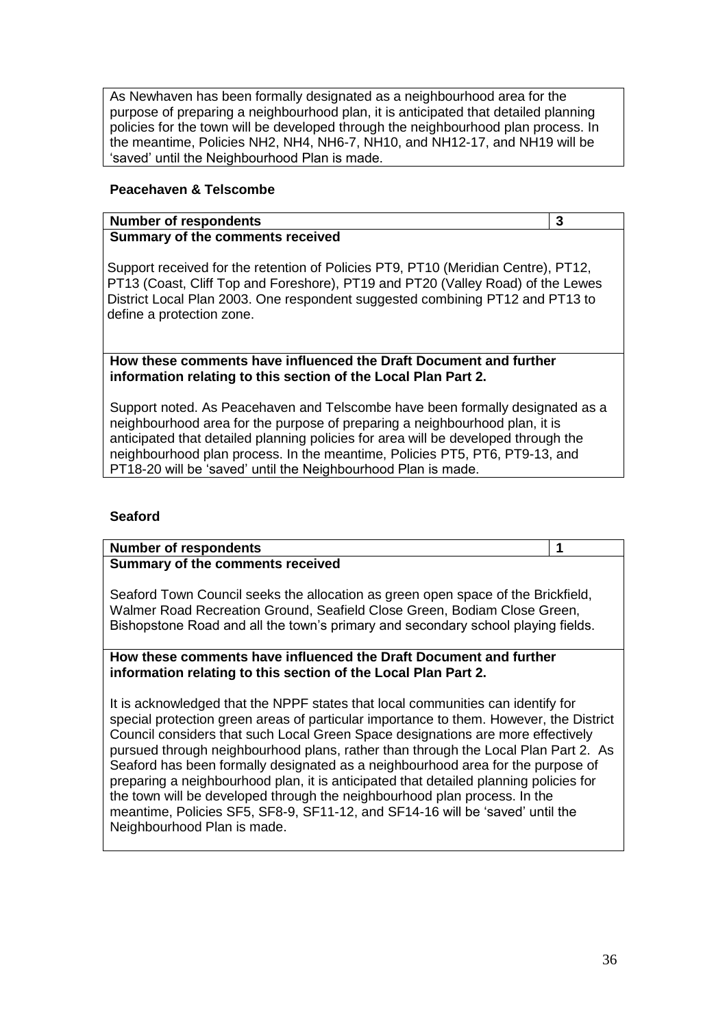As Newhaven has been formally designated as a neighbourhood area for the purpose of preparing a neighbourhood plan, it is anticipated that detailed planning policies for the town will be developed through the neighbourhood plan process. In the meantime, Policies NH2, NH4, NH6-7, NH10, and NH12-17, and NH19 will be 'saved' until the Neighbourhood Plan is made.

**Peacehaven & Telscombe**

| **Number of respondents** | **3** |
|---|---|
| **Summary of the comments received**<br><br>Support received for the retention of Policies PT9, PT10 (Meridian Centre), PT12, PT13 (Coast, Cliff Top and Foreshore), PT19 and PT20 (Valley Road) of the Lewes District Local Plan 2003. One respondent suggested combining PT12 and PT13 to define a protection zone. | |
| **How these comments have influenced the Draft Document and further information relating to this section of the Local Plan Part 2.**<br><br>Support noted. As Peacehaven and Telscombe have been formally designated as a neighbourhood area for the purpose of preparing a neighbourhood plan, it is anticipated that detailed planning policies for area will be developed through the neighbourhood plan process. In the meantime, Policies PT5, PT6, PT9-13, and PT18-20 will be 'saved' until the Neighbourhood Plan is made. | |

**Seaford**

| **Number of respondents** | **1** |
|---|---|
| **Summary of the comments received**<br><br>Seaford Town Council seeks the allocation as green open space of the Brickfield, Walmer Road Recreation Ground, Seafield Close Green, Bodiam Close Green, Bishopstone Road and all the town's primary and secondary school playing fields. | |
| **How these comments have influenced the Draft Document and further information relating to this section of the Local Plan Part 2.**<br><br>It is acknowledged that the NPPF states that local communities can identify for special protection green areas of particular importance to them. However, the District Council considers that such Local Green Space designations are more effectively pursued through neighbourhood plans, rather than through the Local Plan Part 2. As Seaford has been formally designated as a neighbourhood area for the purpose of preparing a neighbourhood plan, it is anticipated that detailed planning policies for the town will be developed through the neighbourhood plan process. In the meantime, Policies SF5, SF8-9, SF11-12, and SF14-16 will be 'saved' until the Neighbourhood Plan is made. | |